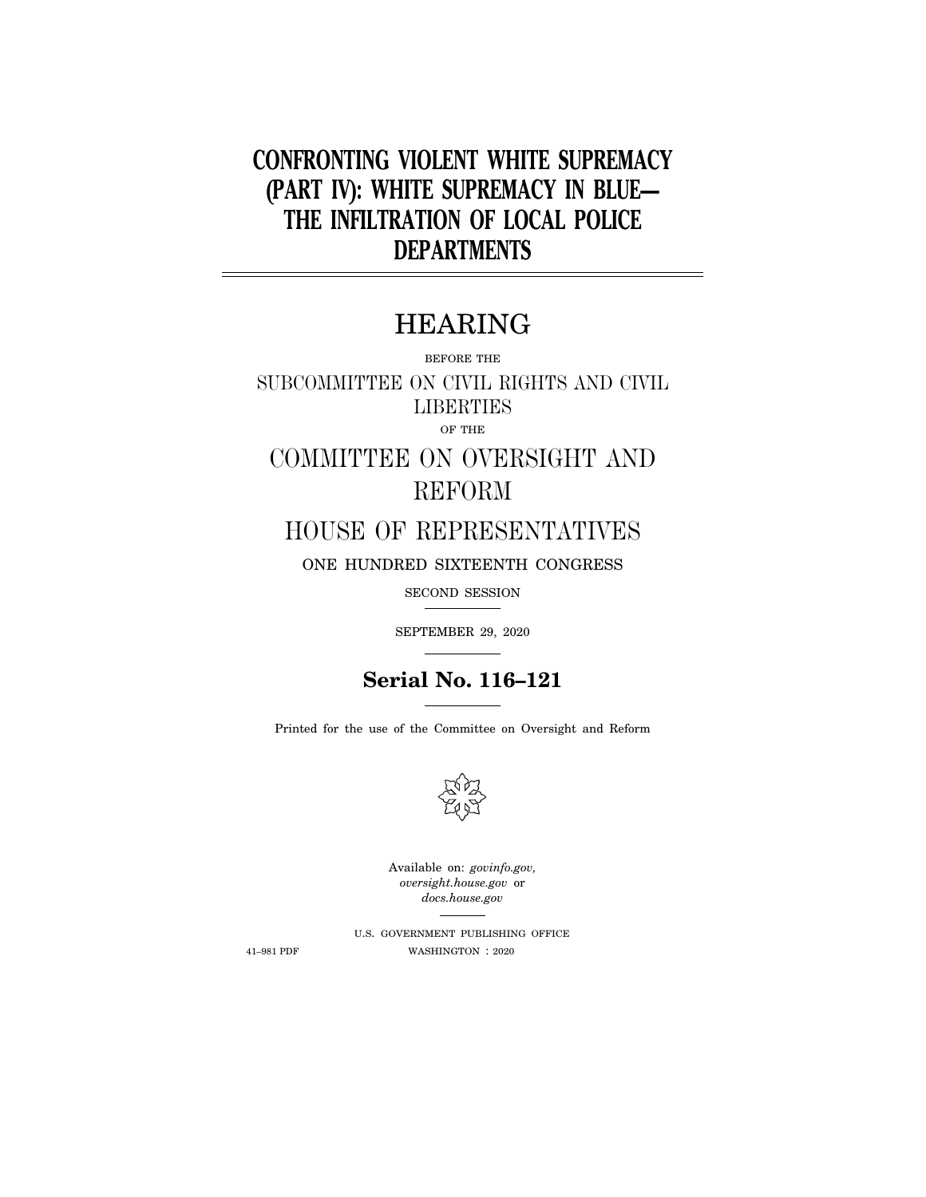# CONFRONTING VIOLENT WHITE SUPREMACY (PART IV): WHITE SUPREMACY IN BLUE— THE INFILTRATION OF LOCAL POLICE DEPARTMENTS

## HEARING

BEFORE THE

SUBCOMMITTEE ON CIVIL RIGHTS AND CIVIL LIBERTIES

OF THE

COMMITTEE ON OVERSIGHT AND REFORM

HOUSE OF REPRESENTATIVES

ONE HUNDRED SIXTEENTH CONGRESS

SECOND SESSION

SEPTEMBER 29, 2020

**Serial No. 116–121**

Printed for the use of the Committee on Oversight and Reform

Available on: *govinfo.gov*, *oversight.house.gov* or *docs.house.gov*

U.S. GOVERNMENT PUBLISHING OFFICE

41–981 PDF WASHINGTON : 2020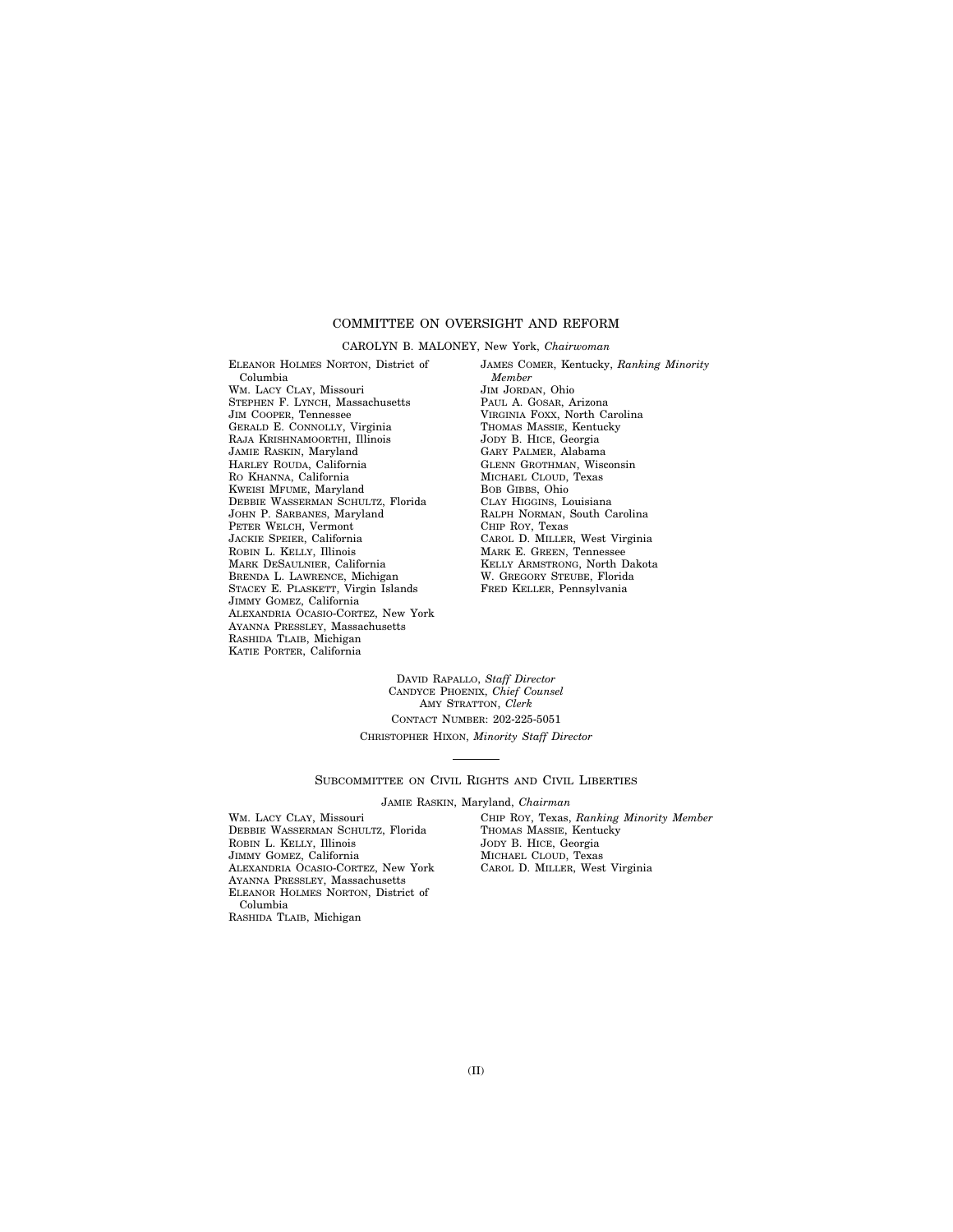## COMMITTEE ON OVERSIGHT AND REFORM

CAROLYN B. MALONEY, New York, *Chairwoman*

ELEANOR HOLMES NORTON, District of Columbia
WM. LACY CLAY, Missouri
STEPHEN F. LYNCH, Massachusetts
JIM COOPER, Tennessee
GERALD E. CONNOLLY, Virginia
RAJA KRISHNAMOORTHI, Illinois
JAMIE RASKIN, Maryland
HARLEY ROUDA, California
RO KHANNA, California
KWEISI MFUME, Maryland
DEBBIE WASSERMAN SCHULTZ, Florida
JOHN P. SARBANES, Maryland
PETER WELCH, Vermont
JACKIE SPEIER, California
ROBIN L. KELLY, Illinois
MARK DESAULNIER, California
BRENDA L. LAWRENCE, Michigan
STACEY E. PLASKETT, Virgin Islands
JIMMY GOMEZ, California
ALEXANDRIA OCASIO-CORTEZ, New York
AYANNA PRESSLEY, Massachusetts
RASHIDA TLAIB, Michigan
KATIE PORTER, California

JAMES COMER, Kentucky, *Ranking Minority Member*
JIM JORDAN, Ohio
PAUL A. GOSAR, Arizona
VIRGINIA FOXX, North Carolina
THOMAS MASSIE, Kentucky
JODY B. HICE, Georgia
GARY PALMER, Alabama
GLENN GROTHMAN, Wisconsin
MICHAEL CLOUD, Texas
BOB GIBBS, Ohio
CLAY HIGGINS, Louisiana
RALPH NORMAN, South Carolina
CHIP ROY, Texas
CAROL D. MILLER, West Virginia
MARK E. GREEN, Tennessee
KELLY ARMSTRONG, North Dakota
W. GREGORY STEUBE, Florida
FRED KELLER, Pennsylvania

DAVID RAPALLO, *Staff Director*
CANDYCE PHOENIX, *Chief Counsel*
AMY STRATTON, *Clerk*
CONTACT NUMBER: 202-225-5051
CHRISTOPHER HIXON, *Minority Staff Director*

---

### SUBCOMMITTEE ON CIVIL RIGHTS AND CIVIL LIBERTIES

JAMIE RASKIN, Maryland, *Chairman*

WM. LACY CLAY, Missouri
DEBBIE WASSERMAN SCHULTZ, Florida
ROBIN L. KELLY, Illinois
JIMMY GOMEZ, California
ALEXANDRIA OCASIO-CORTEZ, New York
AYANNA PRESSLEY, Massachusetts
ELEANOR HOLMES NORTON, District of Columbia
RASHIDA TLAIB, Michigan

CHIP ROY, Texas, *Ranking Minority Member*
THOMAS MASSIE, Kentucky
JODY B. HICE, Georgia
MICHAEL CLOUD, Texas
CAROL D. MILLER, West Virginia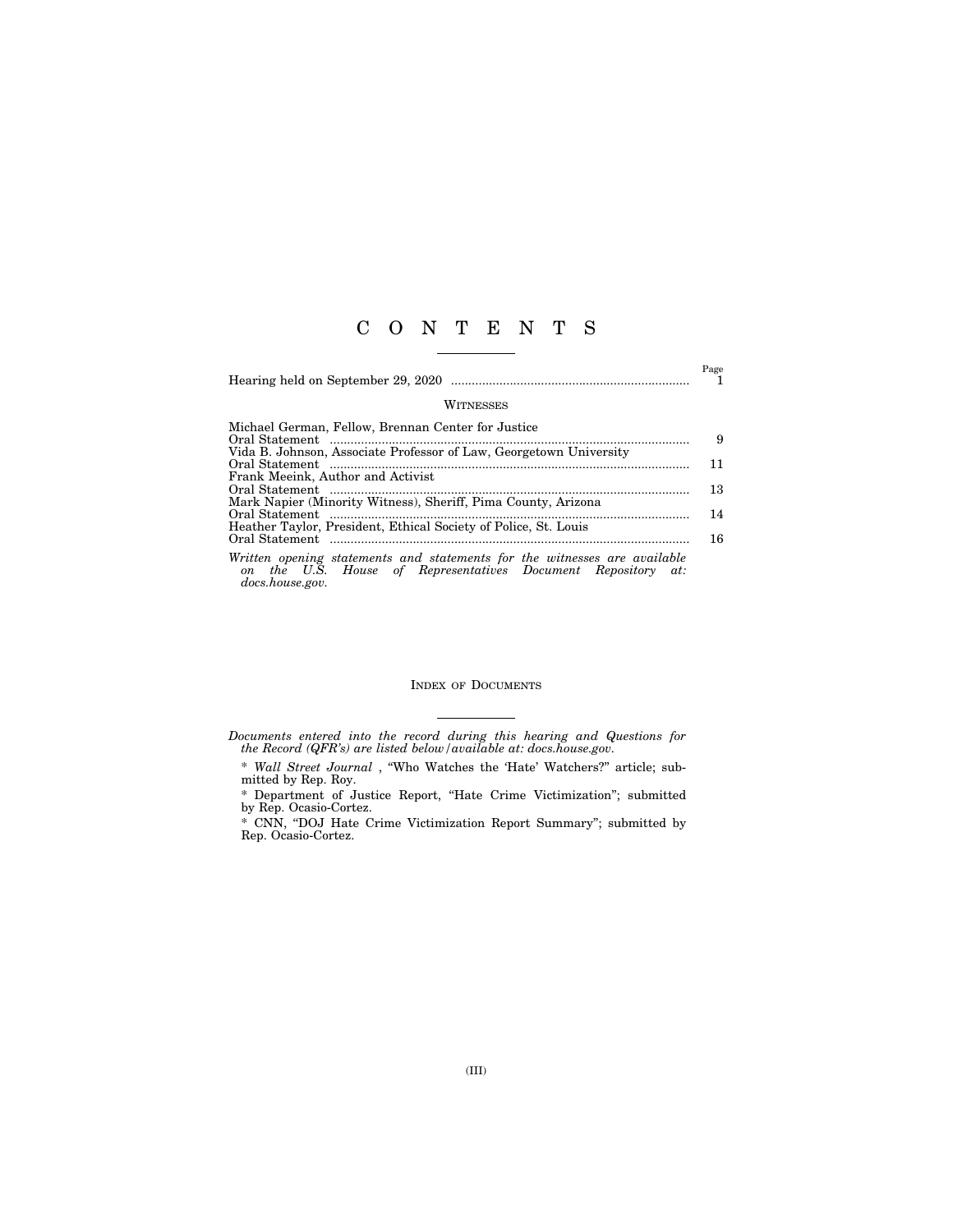# C O N T E N T S

| | Page |
|---|---|
| Hearing held on September 29, 2020 | 1 |

## Witnesses

| | |
|---|---|
| Michael German, Fellow, Brennan Center for Justice | |
| Oral Statement | 9 |
| Vida B. Johnson, Associate Professor of Law, Georgetown University | |
| Oral Statement | 11 |
| Frank Meeink, Author and Activist | |
| Oral Statement | 13 |
| Mark Napier (Minority Witness), Sheriff, Pima County, Arizona | |
| Oral Statement | 14 |
| Heather Taylor, President, Ethical Society of Police, St. Louis | |
| Oral Statement | 16 |

*Written opening statements and statements for the witnesses are available on the U.S. House of Representatives Document Repository at: docs.house.gov.*

## Index of Documents

*Documents entered into the record during this hearing and Questions for the Record (QFR's) are listed below/available at: docs.house.gov.*

* *Wall Street Journal* , "Who Watches the 'Hate' Watchers?" article; submitted by Rep. Roy.

* Department of Justice Report, "Hate Crime Victimization"; submitted by Rep. Ocasio-Cortez.

* CNN, "DOJ Hate Crime Victimization Report Summary"; submitted by Rep. Ocasio-Cortez.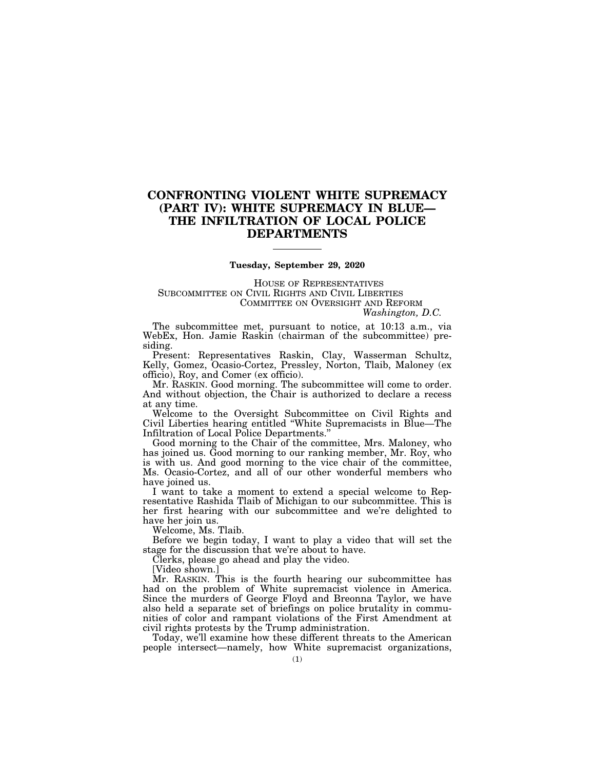# CONFRONTING VIOLENT WHITE SUPREMACY (PART IV): WHITE SUPREMACY IN BLUE— THE INFILTRATION OF LOCAL POLICE DEPARTMENTS

---

**Tuesday, September 29, 2020**

HOUSE OF REPRESENTATIVES
SUBCOMMITTEE ON CIVIL RIGHTS AND CIVIL LIBERTIES
COMMITTEE ON OVERSIGHT AND REFORM
*Washington, D.C.*

The subcommittee met, pursuant to notice, at 10:13 a.m., via WebEx, Hon. Jamie Raskin (chairman of the subcommittee) presiding.

Present: Representatives Raskin, Clay, Wasserman Schultz, Kelly, Gomez, Ocasio-Cortez, Pressley, Norton, Tlaib, Maloney (ex officio), Roy, and Comer (ex officio).

Mr. RASKIN. Good morning. The subcommittee will come to order. And without objection, the Chair is authorized to declare a recess at any time.

Welcome to the Oversight Subcommittee on Civil Rights and Civil Liberties hearing entitled "White Supremacists in Blue—The Infiltration of Local Police Departments."

Good morning to the Chair of the committee, Mrs. Maloney, who has joined us. Good morning to our ranking member, Mr. Roy, who is with us. And good morning to the vice chair of the committee, Ms. Ocasio-Cortez, and all of our other wonderful members who have joined us.

I want to take a moment to extend a special welcome to Representative Rashida Tlaib of Michigan to our subcommittee. This is her first hearing with our subcommittee and we're delighted to have her join us.

Welcome, Ms. Tlaib.

Before we begin today, I want to play a video that will set the stage for the discussion that we're about to have.

Clerks, please go ahead and play the video.

[Video shown.]

Mr. RASKIN. This is the fourth hearing our subcommittee has had on the problem of White supremacist violence in America. Since the murders of George Floyd and Breonna Taylor, we have also held a separate set of briefings on police brutality in communities of color and rampant violations of the First Amendment at civil rights protests by the Trump administration.

Today, we'll examine how these different threats to the American people intersect—namely, how White supremacist organizations,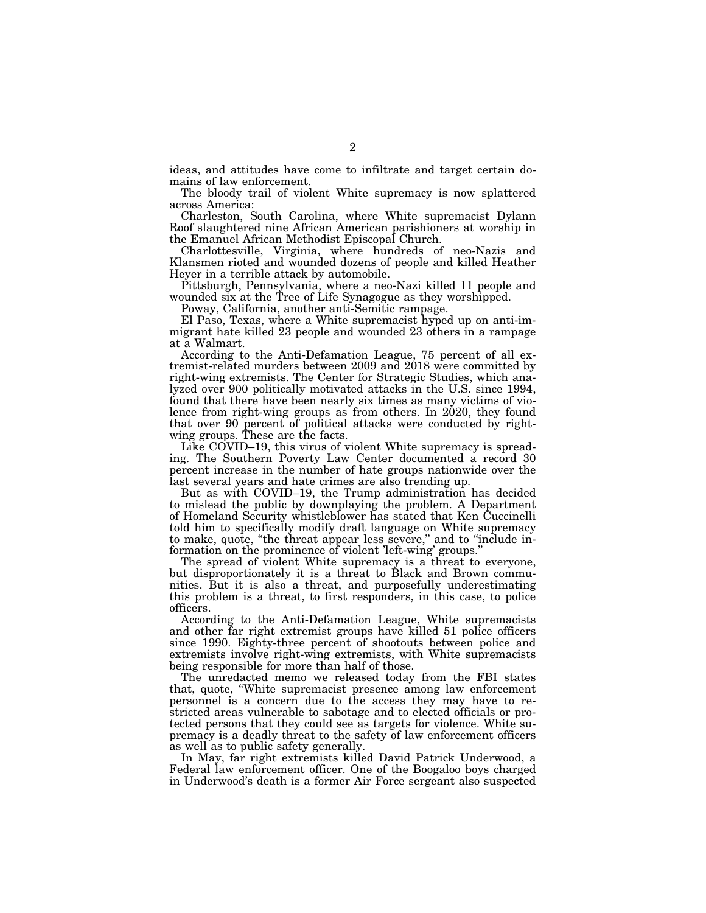ideas, and attitudes have come to infiltrate and target certain domains of law enforcement.

The bloody trail of violent White supremacy is now splattered across America:

Charleston, South Carolina, where White supremacist Dylann Roof slaughtered nine African American parishioners at worship in the Emanuel African Methodist Episcopal Church.

Charlottesville, Virginia, where hundreds of neo-Nazis and Klansmen rioted and wounded dozens of people and killed Heather Heyer in a terrible attack by automobile.

Pittsburgh, Pennsylvania, where a neo-Nazi killed 11 people and wounded six at the Tree of Life Synagogue as they worshipped.

Poway, California, another anti-Semitic rampage.

El Paso, Texas, where a White supremacist hyped up on anti-immigrant hate killed 23 people and wounded 23 others in a rampage at a Walmart.

According to the Anti-Defamation League, 75 percent of all extremist-related murders between 2009 and 2018 were committed by right-wing extremists. The Center for Strategic Studies, which analyzed over 900 politically motivated attacks in the U.S. since 1994, found that there have been nearly six times as many victims of violence from right-wing groups as from others. In 2020, they found that over 90 percent of political attacks were conducted by right-wing groups. These are the facts.

Like COVID–19, this virus of violent White supremacy is spreading. The Southern Poverty Law Center documented a record 30 percent increase in the number of hate groups nationwide over the last several years and hate crimes are also trending up.

But as with COVID–19, the Trump administration has decided to mislead the public by downplaying the problem. A Department of Homeland Security whistleblower has stated that Ken Cuccinelli told him to specifically modify draft language on White supremacy to make, quote, "the threat appear less severe," and to "include information on the prominence of violent 'left-wing' groups."

The spread of violent White supremacy is a threat to everyone, but disproportionately it is a threat to Black and Brown communities. But it is also a threat, and purposefully underestimating this problem is a threat, to first responders, in this case, to police officers.

According to the Anti-Defamation League, White supremacists and other far right extremist groups have killed 51 police officers since 1990. Eighty-three percent of shootouts between police and extremists involve right-wing extremists, with White supremacists being responsible for more than half of those.

The unredacted memo we released today from the FBI states that, quote, "White supremacist presence among law enforcement personnel is a concern due to the access they may have to restricted areas vulnerable to sabotage and to elected officials or protected persons that they could see as targets for violence. White supremacy is a deadly threat to the safety of law enforcement officers as well as to public safety generally.

In May, far right extremists killed David Patrick Underwood, a Federal law enforcement officer. One of the Boogaloo boys charged in Underwood's death is a former Air Force sergeant also suspected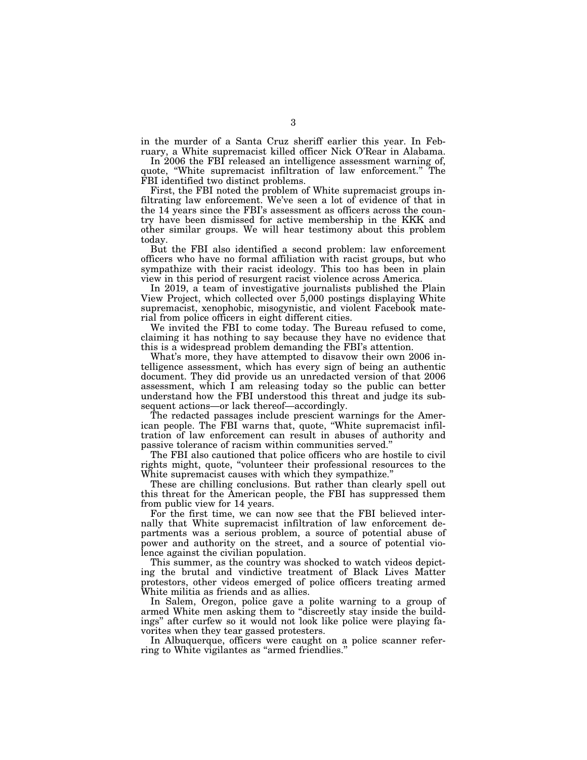in the murder of a Santa Cruz sheriff earlier this year. In February, a White supremacist killed officer Nick O'Rear in Alabama.

In 2006 the FBI released an intelligence assessment warning of, quote, "White supremacist infiltration of law enforcement." The FBI identified two distinct problems.

First, the FBI noted the problem of White supremacist groups infiltrating law enforcement. We've seen a lot of evidence of that in the 14 years since the FBI's assessment as officers across the country have been dismissed for active membership in the KKK and other similar groups. We will hear testimony about this problem today.

But the FBI also identified a second problem: law enforcement officers who have no formal affiliation with racist groups, but who sympathize with their racist ideology. This too has been in plain view in this period of resurgent racist violence across America.

In 2019, a team of investigative journalists published the Plain View Project, which collected over 5,000 postings displaying White supremacist, xenophobic, misogynistic, and violent Facebook material from police officers in eight different cities.

We invited the FBI to come today. The Bureau refused to come, claiming it has nothing to say because they have no evidence that this is a widespread problem demanding the FBI's attention.

What's more, they have attempted to disavow their own 2006 intelligence assessment, which has every sign of being an authentic document. They did provide us an unredacted version of that 2006 assessment, which I am releasing today so the public can better understand how the FBI understood this threat and judge its subsequent actions—or lack thereof—accordingly.

The redacted passages include prescient warnings for the American people. The FBI warns that, quote, "White supremacist infiltration of law enforcement can result in abuses of authority and passive tolerance of racism within communities served."

The FBI also cautioned that police officers who are hostile to civil rights might, quote, "volunteer their professional resources to the White supremacist causes with which they sympathize."

These are chilling conclusions. But rather than clearly spell out this threat for the American people, the FBI has suppressed them from public view for 14 years.

For the first time, we can now see that the FBI believed internally that White supremacist infiltration of law enforcement departments was a serious problem, a source of potential abuse of power and authority on the street, and a source of potential violence against the civilian population.

This summer, as the country was shocked to watch videos depicting the brutal and vindictive treatment of Black Lives Matter protestors, other videos emerged of police officers treating armed White militia as friends and as allies.

In Salem, Oregon, police gave a polite warning to a group of armed White men asking them to "discreetly stay inside the buildings" after curfew so it would not look like police were playing favorites when they tear gassed protesters.

In Albuquerque, officers were caught on a police scanner referring to White vigilantes as "armed friendlies."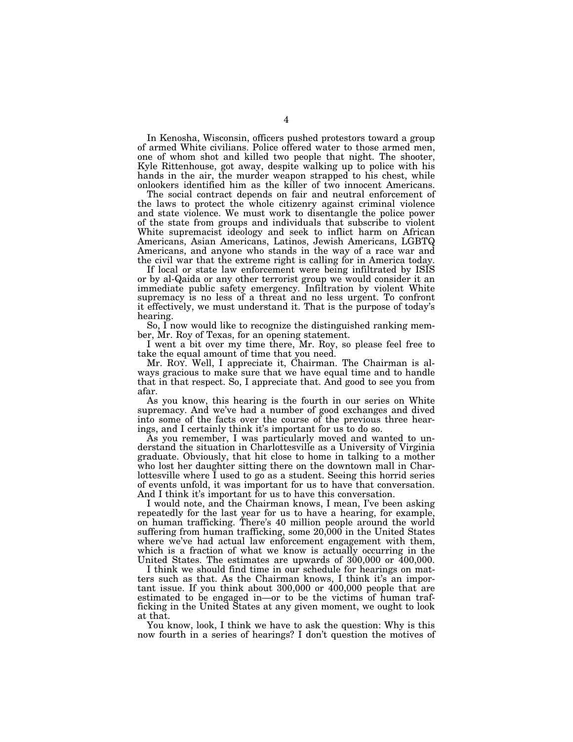In Kenosha, Wisconsin, officers pushed protestors toward a group of armed White civilians. Police offered water to those armed men, one of whom shot and killed two people that night. The shooter, Kyle Rittenhouse, got away, despite walking up to police with his hands in the air, the murder weapon strapped to his chest, while onlookers identified him as the killer of two innocent Americans.

The social contract depends on fair and neutral enforcement of the laws to protect the whole citizenry against criminal violence and state violence. We must work to disentangle the police power of the state from groups and individuals that subscribe to violent White supremacist ideology and seek to inflict harm on African Americans, Asian Americans, Latinos, Jewish Americans, LGBTQ Americans, and anyone who stands in the way of a race war and the civil war that the extreme right is calling for in America today.

If local or state law enforcement were being infiltrated by ISIS or by al-Qaida or any other terrorist group we would consider it an immediate public safety emergency. Infiltration by violent White supremacy is no less of a threat and no less urgent. To confront it effectively, we must understand it. That is the purpose of today's hearing.

So, I now would like to recognize the distinguished ranking member, Mr. Roy of Texas, for an opening statement.

I went a bit over my time there, Mr. Roy, so please feel free to take the equal amount of time that you need.

Mr. ROY. Well, I appreciate it, Chairman. The Chairman is always gracious to make sure that we have equal time and to handle that in that respect. So, I appreciate that. And good to see you from afar.

As you know, this hearing is the fourth in our series on White supremacy. And we've had a number of good exchanges and dived into some of the facts over the course of the previous three hearings, and I certainly think it's important for us to do so.

As you remember, I was particularly moved and wanted to understand the situation in Charlottesville as a University of Virginia graduate. Obviously, that hit close to home in talking to a mother who lost her daughter sitting there on the downtown mall in Charlottesville where I used to go as a student. Seeing this horrid series of events unfold, it was important for us to have that conversation. And I think it's important for us to have this conversation.

I would note, and the Chairman knows, I mean, I've been asking repeatedly for the last year for us to have a hearing, for example, on human trafficking. There's 40 million people around the world suffering from human trafficking, some 20,000 in the United States where we've had actual law enforcement engagement with them, which is a fraction of what we know is actually occurring in the United States. The estimates are upwards of 300,000 or 400,000.

I think we should find time in our schedule for hearings on matters such as that. As the Chairman knows, I think it's an important issue. If you think about 300,000 or 400,000 people that are estimated to be engaged in—or to be the victims of human trafficking in the United States at any given moment, we ought to look at that.

You know, look, I think we have to ask the question: Why is this now fourth in a series of hearings? I don't question the motives of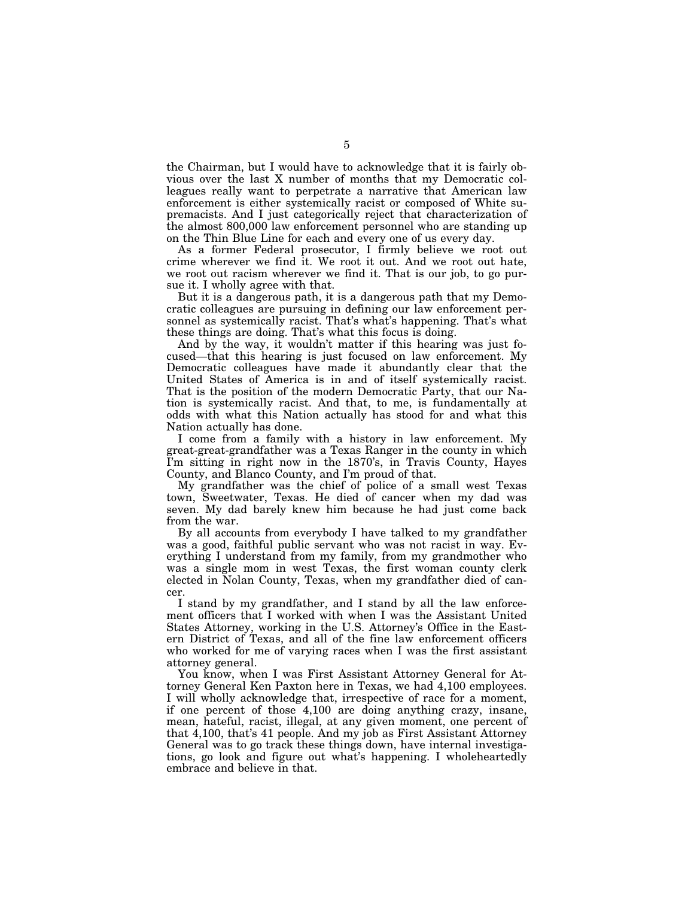the Chairman, but I would have to acknowledge that it is fairly obvious over the last X number of months that my Democratic colleagues really want to perpetrate a narrative that American law enforcement is either systemically racist or composed of White supremacists. And I just categorically reject that characterization of the almost 800,000 law enforcement personnel who are standing up on the Thin Blue Line for each and every one of us every day.

As a former Federal prosecutor, I firmly believe we root out crime wherever we find it. We root it out. And we root out hate, we root out racism wherever we find it. That is our job, to go pursue it. I wholly agree with that.

But it is a dangerous path, it is a dangerous path that my Democratic colleagues are pursuing in defining our law enforcement personnel as systemically racist. That's what's happening. That's what these things are doing. That's what this focus is doing.

And by the way, it wouldn't matter if this hearing was just focused—that this hearing is just focused on law enforcement. My Democratic colleagues have made it abundantly clear that the United States of America is in and of itself systemically racist. That is the position of the modern Democratic Party, that our Nation is systemically racist. And that, to me, is fundamentally at odds with what this Nation actually has stood for and what this Nation actually has done.

I come from a family with a history in law enforcement. My great-great-grandfather was a Texas Ranger in the county in which I'm sitting in right now in the 1870's, in Travis County, Hayes County, and Blanco County, and I'm proud of that.

My grandfather was the chief of police of a small west Texas town, Sweetwater, Texas. He died of cancer when my dad was seven. My dad barely knew him because he had just come back from the war.

By all accounts from everybody I have talked to my grandfather was a good, faithful public servant who was not racist in way. Everything I understand from my family, from my grandmother who was a single mom in west Texas, the first woman county clerk elected in Nolan County, Texas, when my grandfather died of cancer.

I stand by my grandfather, and I stand by all the law enforcement officers that I worked with when I was the Assistant United States Attorney, working in the U.S. Attorney's Office in the Eastern District of Texas, and all of the fine law enforcement officers who worked for me of varying races when I was the first assistant attorney general.

You know, when I was First Assistant Attorney General for Attorney General Ken Paxton here in Texas, we had 4,100 employees. I will wholly acknowledge that, irrespective of race for a moment, if one percent of those 4,100 are doing anything crazy, insane, mean, hateful, racist, illegal, at any given moment, one percent of that 4,100, that's 41 people. And my job as First Assistant Attorney General was to go track these things down, have internal investigations, go look and figure out what's happening. I wholeheartedly embrace and believe in that.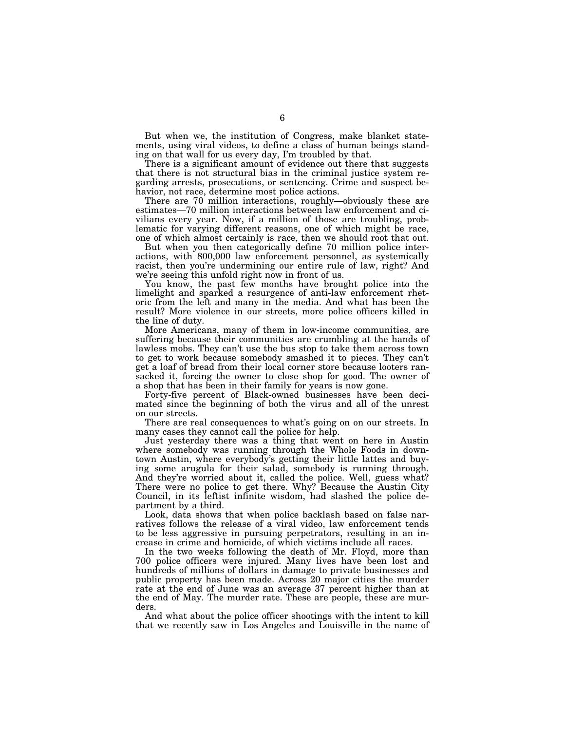But when we, the institution of Congress, make blanket statements, using viral videos, to define a class of human beings standing on that wall for us every day, I'm troubled by that.

There is a significant amount of evidence out there that suggests that there is not structural bias in the criminal justice system regarding arrests, prosecutions, or sentencing. Crime and suspect behavior, not race, determine most police actions.

There are 70 million interactions, roughly—obviously these are estimates—70 million interactions between law enforcement and civilians every year. Now, if a million of those are troubling, problematic for varying different reasons, one of which might be race, one of which almost certainly is race, then we should root that out.

But when you then categorically define 70 million police interactions, with 800,000 law enforcement personnel, as systemically racist, then you're undermining our entire rule of law, right? And we're seeing this unfold right now in front of us.

You know, the past few months have brought police into the limelight and sparked a resurgence of anti-law enforcement rhetoric from the left and many in the media. And what has been the result? More violence in our streets, more police officers killed in the line of duty.

More Americans, many of them in low-income communities, are suffering because their communities are crumbling at the hands of lawless mobs. They can't use the bus stop to take them across town to get to work because somebody smashed it to pieces. They can't get a loaf of bread from their local corner store because looters ransacked it, forcing the owner to close shop for good. The owner of a shop that has been in their family for years is now gone.

Forty-five percent of Black-owned businesses have been decimated since the beginning of both the virus and all of the unrest on our streets.

There are real consequences to what's going on on our streets. In many cases they cannot call the police for help.

Just yesterday there was a thing that went on here in Austin where somebody was running through the Whole Foods in downtown Austin, where everybody's getting their little lattes and buying some arugula for their salad, somebody is running through. And they're worried about it, called the police. Well, guess what? There were no police to get there. Why? Because the Austin City Council, in its leftist infinite wisdom, had slashed the police department by a third.

Look, data shows that when police backlash based on false narratives follows the release of a viral video, law enforcement tends to be less aggressive in pursuing perpetrators, resulting in an increase in crime and homicide, of which victims include all races.

In the two weeks following the death of Mr. Floyd, more than 700 police officers were injured. Many lives have been lost and hundreds of millions of dollars in damage to private businesses and public property has been made. Across 20 major cities the murder rate at the end of June was an average 37 percent higher than at the end of May. The murder rate. These are people, these are murders.

And what about the police officer shootings with the intent to kill that we recently saw in Los Angeles and Louisville in the name of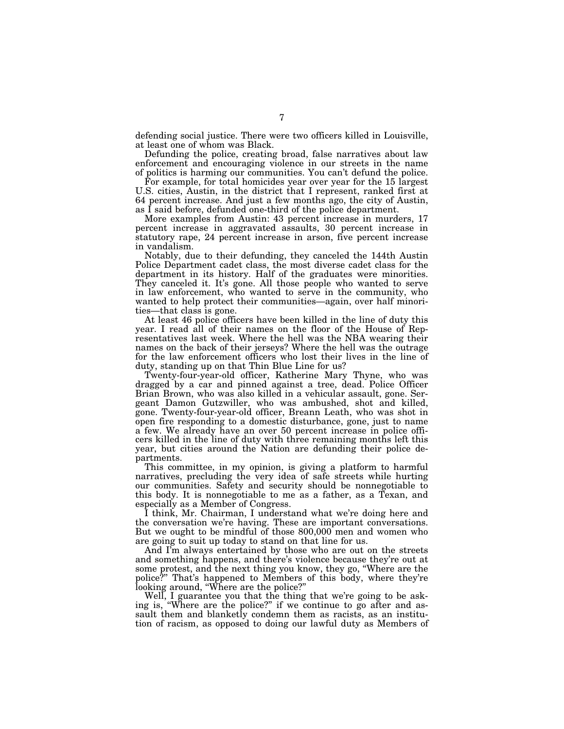defending social justice. There were two officers killed in Louisville, at least one of whom was Black.

Defunding the police, creating broad, false narratives about law enforcement and encouraging violence in our streets in the name of politics is harming our communities. You can't defund the police.

For example, for total homicides year over year for the 15 largest U.S. cities, Austin, in the district that I represent, ranked first at 64 percent increase. And just a few months ago, the city of Austin, as I said before, defunded one-third of the police department.

More examples from Austin: 43 percent increase in murders, 17 percent increase in aggravated assaults, 30 percent increase in statutory rape, 24 percent increase in arson, five percent increase in vandalism.

Notably, due to their defunding, they canceled the 144th Austin Police Department cadet class, the most diverse cadet class for the department in its history. Half of the graduates were minorities. They canceled it. It's gone. All those people who wanted to serve in law enforcement, who wanted to serve in the community, who wanted to help protect their communities—again, over half minorities—that class is gone.

At least 46 police officers have been killed in the line of duty this year. I read all of their names on the floor of the House of Representatives last week. Where the hell was the NBA wearing their names on the back of their jerseys? Where the hell was the outrage for the law enforcement officers who lost their lives in the line of duty, standing up on that Thin Blue Line for us?

Twenty-four-year-old officer, Katherine Mary Thyne, who was dragged by a car and pinned against a tree, dead. Police Officer Brian Brown, who was also killed in a vehicular assault, gone. Sergeant Damon Gutzwiller, who was ambushed, shot and killed, gone. Twenty-four-year-old officer, Breann Leath, who was shot in open fire responding to a domestic disturbance, gone, just to name a few. We already have an over 50 percent increase in police officers killed in the line of duty with three remaining months left this year, but cities around the Nation are defunding their police departments.

This committee, in my opinion, is giving a platform to harmful narratives, precluding the very idea of safe streets while hurting our communities. Safety and security should be nonnegotiable to this body. It is nonnegotiable to me as a father, as a Texan, and especially as a Member of Congress.

I think, Mr. Chairman, I understand what we're doing here and the conversation we're having. These are important conversations. But we ought to be mindful of those 800,000 men and women who are going to suit up today to stand on that line for us.

And I'm always entertained by those who are out on the streets and something happens, and there's violence because they're out at some protest, and the next thing you know, they go, "Where are the police?" That's happened to Members of this body, where they're looking around, "Where are the police?"

Well, I guarantee you that the thing that we're going to be asking is, "Where are the police?" if we continue to go after and assault them and blanketly condemn them as racists, as an institution of racism, as opposed to doing our lawful duty as Members of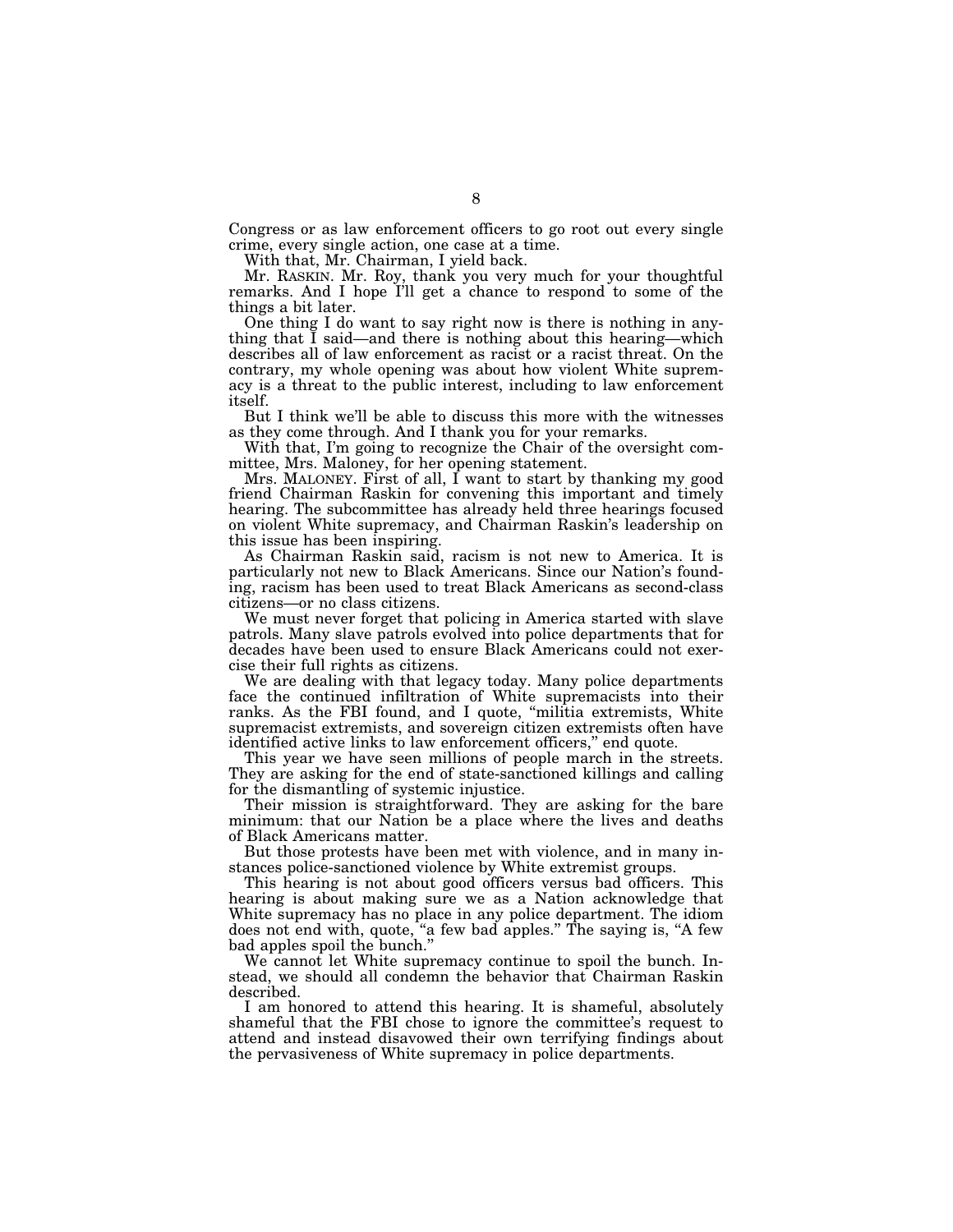Congress or as law enforcement officers to go root out every single crime, every single action, one case at a time.

With that, Mr. Chairman, I yield back.

Mr. RASKIN. Mr. Roy, thank you very much for your thoughtful remarks. And I hope I'll get a chance to respond to some of the things a bit later.

One thing I do want to say right now is there is nothing in anything that I said—and there is nothing about this hearing—which describes all of law enforcement as racist or a racist threat. On the contrary, my whole opening was about how violent White supremacy is a threat to the public interest, including to law enforcement itself.

But I think we'll be able to discuss this more with the witnesses as they come through. And I thank you for your remarks.

With that, I'm going to recognize the Chair of the oversight committee, Mrs. Maloney, for her opening statement.

Mrs. MALONEY. First of all, I want to start by thanking my good friend Chairman Raskin for convening this important and timely hearing. The subcommittee has already held three hearings focused on violent White supremacy, and Chairman Raskin's leadership on this issue has been inspiring.

As Chairman Raskin said, racism is not new to America. It is particularly not new to Black Americans. Since our Nation's founding, racism has been used to treat Black Americans as second-class citizens—or no class citizens.

We must never forget that policing in America started with slave patrols. Many slave patrols evolved into police departments that for decades have been used to ensure Black Americans could not exercise their full rights as citizens.

We are dealing with that legacy today. Many police departments face the continued infiltration of White supremacists into their ranks. As the FBI found, and I quote, "militia extremists, White supremacist extremists, and sovereign citizen extremists often have identified active links to law enforcement officers," end quote.

This year we have seen millions of people march in the streets. They are asking for the end of state-sanctioned killings and calling for the dismantling of systemic injustice.

Their mission is straightforward. They are asking for the bare minimum: that our Nation be a place where the lives and deaths of Black Americans matter.

But those protests have been met with violence, and in many instances police-sanctioned violence by White extremist groups.

This hearing is not about good officers versus bad officers. This hearing is about making sure we as a Nation acknowledge that White supremacy has no place in any police department. The idiom does not end with, quote, "a few bad apples." The saying is, "A few bad apples spoil the bunch."

We cannot let White supremacy continue to spoil the bunch. Instead, we should all condemn the behavior that Chairman Raskin described.

I am honored to attend this hearing. It is shameful, absolutely shameful that the FBI chose to ignore the committee's request to attend and instead disavowed their own terrifying findings about the pervasiveness of White supremacy in police departments.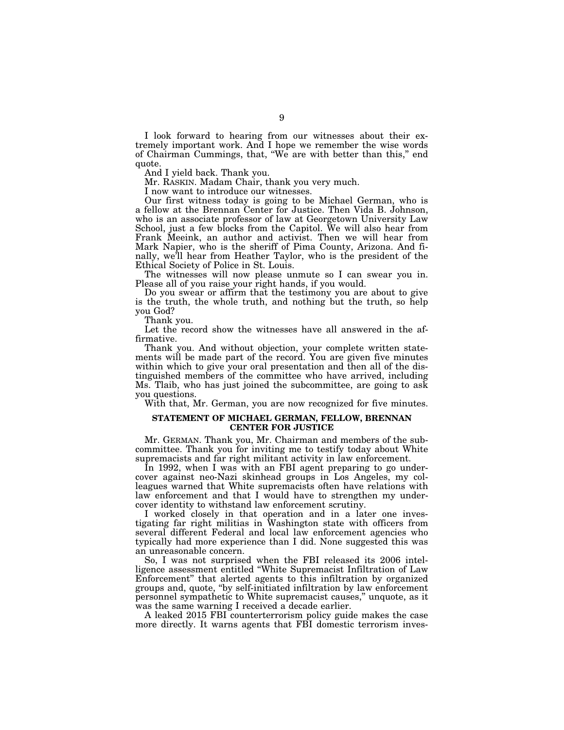I look forward to hearing from our witnesses about their extremely important work. And I hope we remember the wise words of Chairman Cummings, that, "We are with better than this," end quote.

And I yield back. Thank you.

Mr. RASKIN. Madam Chair, thank you very much.

I now want to introduce our witnesses.

Our first witness today is going to be Michael German, who is a fellow at the Brennan Center for Justice. Then Vida B. Johnson, who is an associate professor of law at Georgetown University Law School, just a few blocks from the Capitol. We will also hear from Frank Meeink, an author and activist. Then we will hear from Mark Napier, who is the sheriff of Pima County, Arizona. And finally, we'll hear from Heather Taylor, who is the president of the Ethical Society of Police in St. Louis.

The witnesses will now please unmute so I can swear you in. Please all of you raise your right hands, if you would.

Do you swear or affirm that the testimony you are about to give is the truth, the whole truth, and nothing but the truth, so help you God?

Thank you.

Let the record show the witnesses have all answered in the affirmative.

Thank you. And without objection, your complete written statements will be made part of the record. You are given five minutes within which to give your oral presentation and then all of the distinguished members of the committee who have arrived, including Ms. Tlaib, who has just joined the subcommittee, are going to ask you questions.

With that, Mr. German, you are now recognized for five minutes.

## STATEMENT OF MICHAEL GERMAN, FELLOW, BRENNAN CENTER FOR JUSTICE

Mr. GERMAN. Thank you, Mr. Chairman and members of the subcommittee. Thank you for inviting me to testify today about White supremacists and far right militant activity in law enforcement.

In 1992, when I was with an FBI agent preparing to go undercover against neo-Nazi skinhead groups in Los Angeles, my colleagues warned that White supremacists often have relations with law enforcement and that I would have to strengthen my undercover identity to withstand law enforcement scrutiny.

I worked closely in that operation and in a later one investigating far right militias in Washington state with officers from several different Federal and local law enforcement agencies who typically had more experience than I did. None suggested this was an unreasonable concern.

So, I was not surprised when the FBI released its 2006 intelligence assessment entitled "White Supremacist Infiltration of Law Enforcement" that alerted agents to this infiltration by organized groups and, quote, "by self-initiated infiltration by law enforcement personnel sympathetic to White supremacist causes," unquote, as it was the same warning I received a decade earlier.

A leaked 2015 FBI counterterrorism policy guide makes the case more directly. It warns agents that FBI domestic terrorism inves-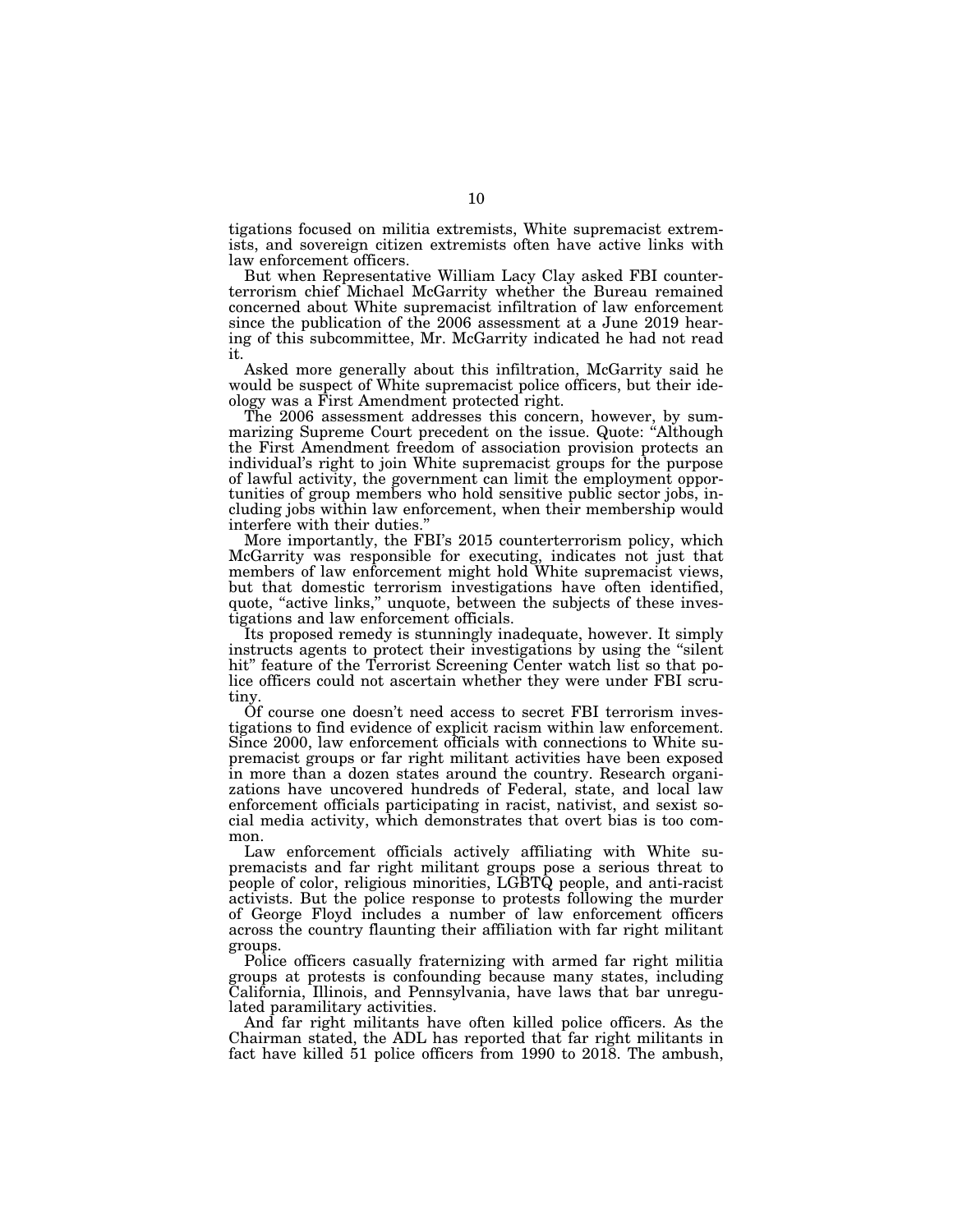tigations focused on militia extremists, White supremacist extremists, and sovereign citizen extremists often have active links with law enforcement officers.

But when Representative William Lacy Clay asked FBI counterterrorism chief Michael McGarrity whether the Bureau remained concerned about White supremacist infiltration of law enforcement since the publication of the 2006 assessment at a June 2019 hearing of this subcommittee, Mr. McGarrity indicated he had not read it.

Asked more generally about this infiltration, McGarrity said he would be suspect of White supremacist police officers, but their ideology was a First Amendment protected right.

The 2006 assessment addresses this concern, however, by summarizing Supreme Court precedent on the issue. Quote: "Although the First Amendment freedom of association provision protects an individual's right to join White supremacist groups for the purpose of lawful activity, the government can limit the employment opportunities of group members who hold sensitive public sector jobs, including jobs within law enforcement, when their membership would interfere with their duties."

More importantly, the FBI's 2015 counterterrorism policy, which McGarrity was responsible for executing, indicates not just that members of law enforcement might hold White supremacist views, but that domestic terrorism investigations have often identified, quote, "active links," unquote, between the subjects of these investigations and law enforcement officials.

Its proposed remedy is stunningly inadequate, however. It simply instructs agents to protect their investigations by using the "silent hit" feature of the Terrorist Screening Center watch list so that police officers could not ascertain whether they were under FBI scrutiny.

Of course one doesn't need access to secret FBI terrorism investigations to find evidence of explicit racism within law enforcement. Since 2000, law enforcement officials with connections to White supremacist groups or far right militant activities have been exposed in more than a dozen states around the country. Research organizations have uncovered hundreds of Federal, state, and local law enforcement officials participating in racist, nativist, and sexist social media activity, which demonstrates that overt bias is too common.

Law enforcement officials actively affiliating with White supremacists and far right militant groups pose a serious threat to people of color, religious minorities, LGBTQ people, and anti-racist activists. But the police response to protests following the murder of George Floyd includes a number of law enforcement officers across the country flaunting their affiliation with far right militant groups.

Police officers casually fraternizing with armed far right militia groups at protests is confounding because many states, including California, Illinois, and Pennsylvania, have laws that bar unregulated paramilitary activities.

And far right militants have often killed police officers. As the Chairman stated, the ADL has reported that far right militants in fact have killed 51 police officers from 1990 to 2018. The ambush,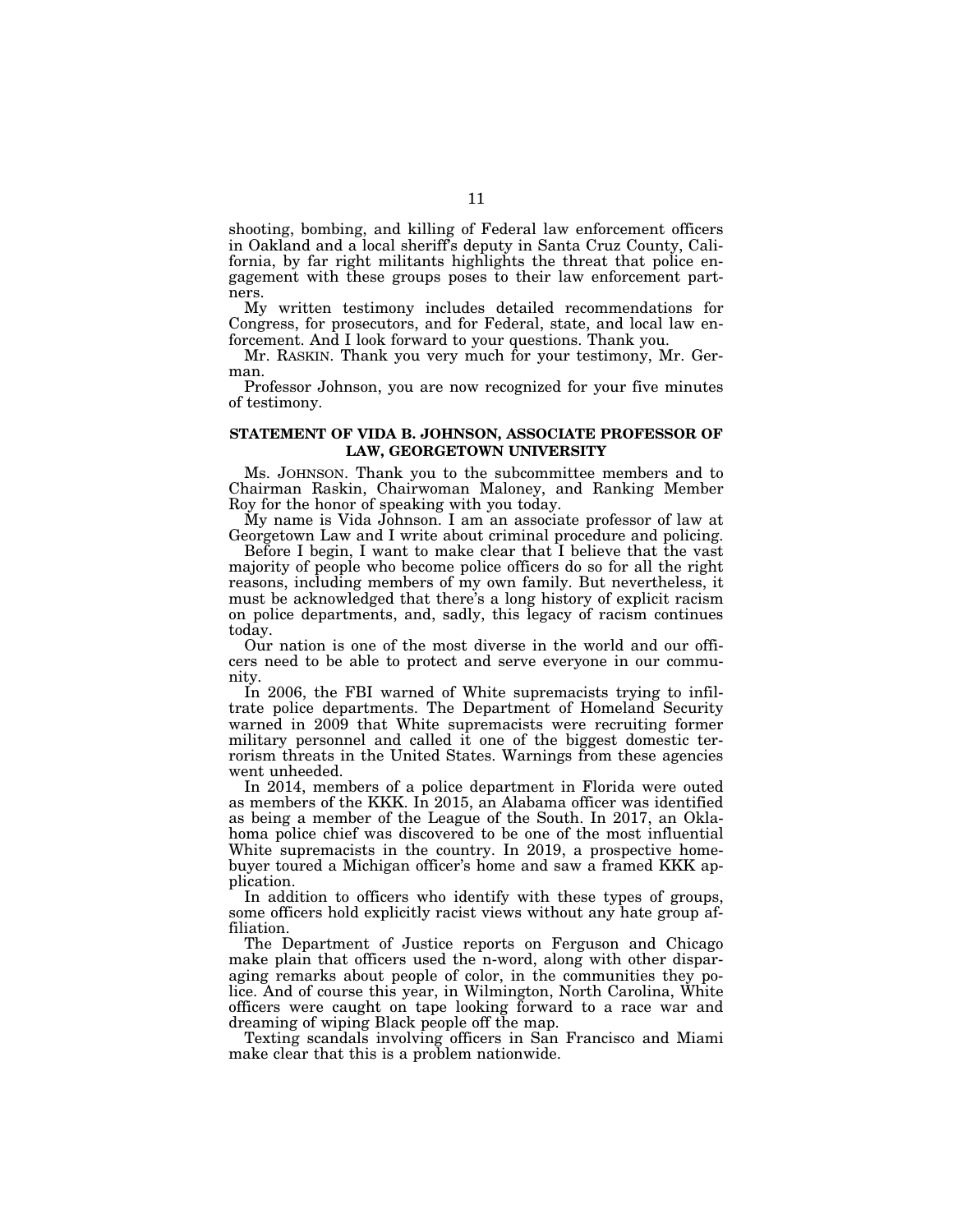shooting, bombing, and killing of Federal law enforcement officers in Oakland and a local sheriff's deputy in Santa Cruz County, California, by far right militants highlights the threat that police engagement with these groups poses to their law enforcement partners.

My written testimony includes detailed recommendations for Congress, for prosecutors, and for Federal, state, and local law enforcement. And I look forward to your questions. Thank you.

Mr. RASKIN. Thank you very much for your testimony, Mr. German.

Professor Johnson, you are now recognized for your five minutes of testimony.

## STATEMENT OF VIDA B. JOHNSON, ASSOCIATE PROFESSOR OF LAW, GEORGETOWN UNIVERSITY

Ms. JOHNSON. Thank you to the subcommittee members and to Chairman Raskin, Chairwoman Maloney, and Ranking Member Roy for the honor of speaking with you today.

My name is Vida Johnson. I am an associate professor of law at Georgetown Law and I write about criminal procedure and policing.

Before I begin, I want to make clear that I believe that the vast majority of people who become police officers do so for all the right reasons, including members of my own family. But nevertheless, it must be acknowledged that there's a long history of explicit racism on police departments, and, sadly, this legacy of racism continues today.

Our nation is one of the most diverse in the world and our officers need to be able to protect and serve everyone in our community.

In 2006, the FBI warned of White supremacists trying to infiltrate police departments. The Department of Homeland Security warned in 2009 that White supremacists were recruiting former military personnel and called it one of the biggest domestic terrorism threats in the United States. Warnings from these agencies went unheeded.

In 2014, members of a police department in Florida were outed as members of the KKK. In 2015, an Alabama officer was identified as being a member of the League of the South. In 2017, an Oklahoma police chief was discovered to be one of the most influential White supremacists in the country. In 2019, a prospective homebuyer toured a Michigan officer's home and saw a framed KKK application.

In addition to officers who identify with these types of groups, some officers hold explicitly racist views without any hate group affiliation.

The Department of Justice reports on Ferguson and Chicago make plain that officers used the n-word, along with other disparaging remarks about people of color, in the communities they police. And of course this year, in Wilmington, North Carolina, White officers were caught on tape looking forward to a race war and dreaming of wiping Black people off the map.

Texting scandals involving officers in San Francisco and Miami make clear that this is a problem nationwide.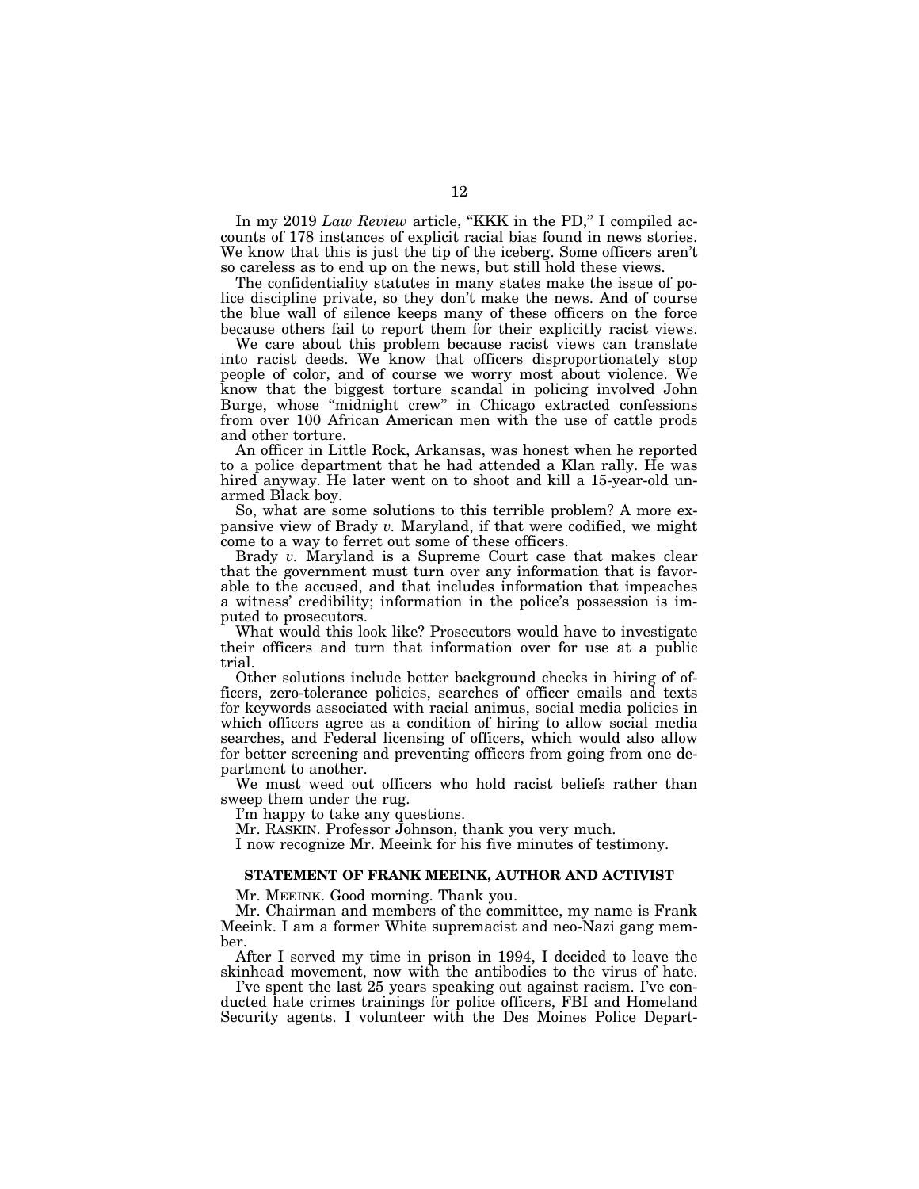In my 2019 *Law Review* article, "KKK in the PD," I compiled accounts of 178 instances of explicit racial bias found in news stories. We know that this is just the tip of the iceberg. Some officers aren't so careless as to end up on the news, but still hold these views.

The confidentiality statutes in many states make the issue of police discipline private, so they don't make the news. And of course the blue wall of silence keeps many of these officers on the force because others fail to report them for their explicitly racist views.

We care about this problem because racist views can translate into racist deeds. We know that officers disproportionately stop people of color, and of course we worry most about violence. We know that the biggest torture scandal in policing involved John Burge, whose "midnight crew" in Chicago extracted confessions from over 100 African American men with the use of cattle prods and other torture.

An officer in Little Rock, Arkansas, was honest when he reported to a police department that he had attended a Klan rally. He was hired anyway. He later went on to shoot and kill a 15-year-old unarmed Black boy.

So, what are some solutions to this terrible problem? A more expansive view of Brady *v.* Maryland, if that were codified, we might come to a way to ferret out some of these officers.

Brady *v.* Maryland is a Supreme Court case that makes clear that the government must turn over any information that is favorable to the accused, and that includes information that impeaches a witness' credibility; information in the police's possession is imputed to prosecutors.

What would this look like? Prosecutors would have to investigate their officers and turn that information over for use at a public trial.

Other solutions include better background checks in hiring of officers, zero-tolerance policies, searches of officer emails and texts for keywords associated with racial animus, social media policies in which officers agree as a condition of hiring to allow social media searches, and Federal licensing of officers, which would also allow for better screening and preventing officers from going from one department to another.

We must weed out officers who hold racist beliefs rather than sweep them under the rug.

I'm happy to take any questions.

Mr. RASKIN. Professor Johnson, thank you very much.

I now recognize Mr. Meeink for his five minutes of testimony.

## STATEMENT OF FRANK MEEINK, AUTHOR AND ACTIVIST

Mr. MEEINK. Good morning. Thank you.

Mr. Chairman and members of the committee, my name is Frank Meeink. I am a former White supremacist and neo-Nazi gang member.

After I served my time in prison in 1994, I decided to leave the skinhead movement, now with the antibodies to the virus of hate.

I've spent the last 25 years speaking out against racism. I've conducted hate crimes trainings for police officers, FBI and Homeland Security agents. I volunteer with the Des Moines Police Depart-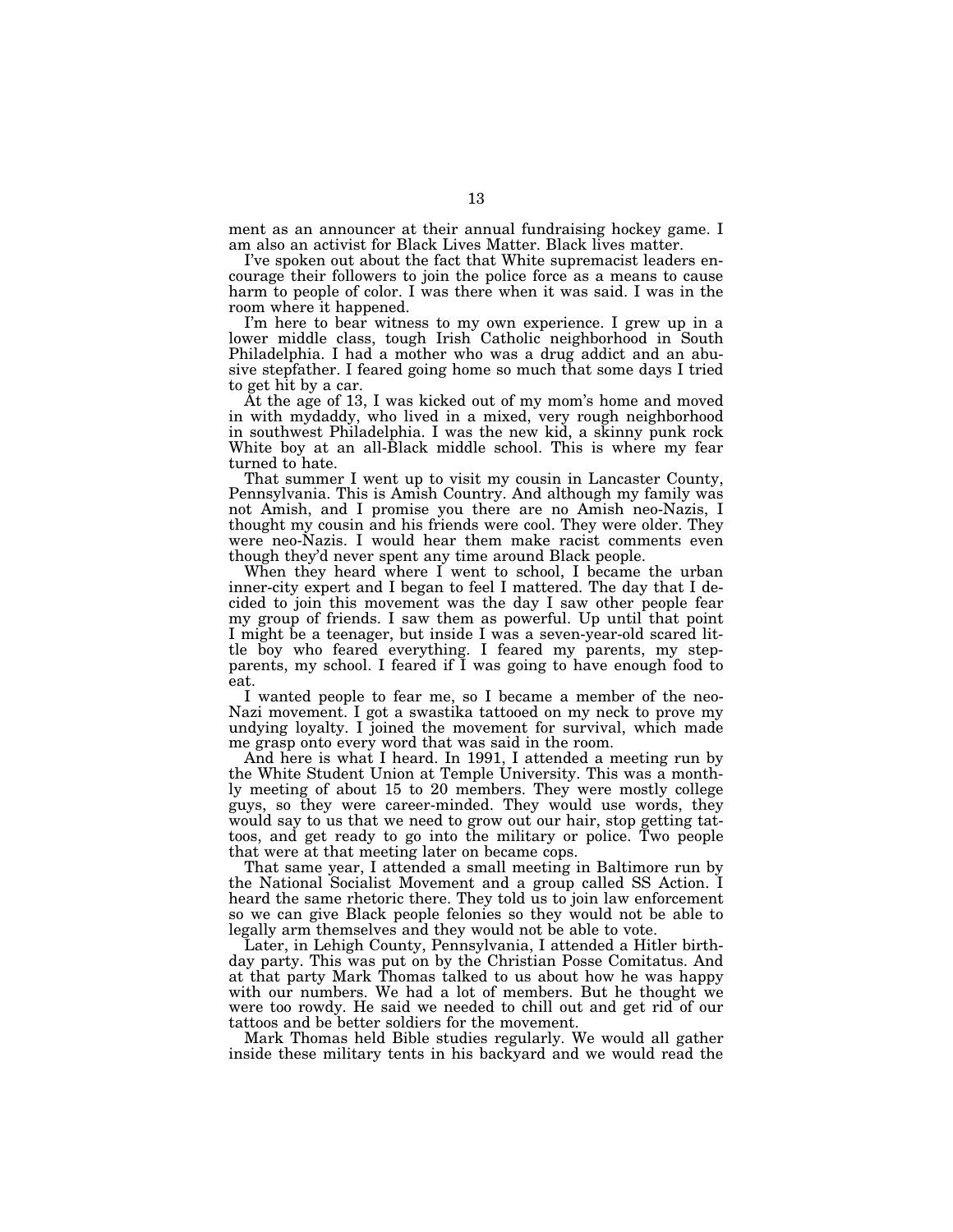ment as an announcer at their annual fundraising hockey game. I am also an activist for Black Lives Matter. Black lives matter.

I've spoken out about the fact that White supremacist leaders encourage their followers to join the police force as a means to cause harm to people of color. I was there when it was said. I was in the room where it happened.

I'm here to bear witness to my own experience. I grew up in a lower middle class, tough Irish Catholic neighborhood in South Philadelphia. I had a mother who was a drug addict and an abusive stepfather. I feared going home so much that some days I tried to get hit by a car.

At the age of 13, I was kicked out of my mom's home and moved in with mydaddy, who lived in a mixed, very rough neighborhood in southwest Philadelphia. I was the new kid, a skinny punk rock White boy at an all-Black middle school. This is where my fear turned to hate.

That summer I went up to visit my cousin in Lancaster County, Pennsylvania. This is Amish Country. And although my family was not Amish, and I promise you there are no Amish neo-Nazis, I thought my cousin and his friends were cool. They were older. They were neo-Nazis. I would hear them make racist comments even though they'd never spent any time around Black people.

When they heard where I went to school, I became the urban inner-city expert and I began to feel I mattered. The day that I decided to join this movement was the day I saw other people fear my group of friends. I saw them as powerful. Up until that point I might be a teenager, but inside I was a seven-year-old scared little boy who feared everything. I feared my parents, my stepparents, my school. I feared if I was going to have enough food to eat.

I wanted people to fear me, so I became a member of the neo-Nazi movement. I got a swastika tattooed on my neck to prove my undying loyalty. I joined the movement for survival, which made me grasp onto every word that was said in the room.

And here is what I heard. In 1991, I attended a meeting run by the White Student Union at Temple University. This was a monthly meeting of about 15 to 20 members. They were mostly college guys, so they were career-minded. They would use words, they would say to us that we need to grow out our hair, stop getting tattoos, and get ready to go into the military or police. Two people that were at that meeting later on became cops.

That same year, I attended a small meeting in Baltimore run by the National Socialist Movement and a group called SS Action. I heard the same rhetoric there. They told us to join law enforcement so we can give Black people felonies so they would not be able to legally arm themselves and they would not be able to vote.

Later, in Lehigh County, Pennsylvania, I attended a Hitler birthday party. This was put on by the Christian Posse Comitatus. And at that party Mark Thomas talked to us about how he was happy with our numbers. We had a lot of members. But he thought we were too rowdy. He said we needed to chill out and get rid of our tattoos and be better soldiers for the movement.

Mark Thomas held Bible studies regularly. We would all gather inside these military tents in his backyard and we would read the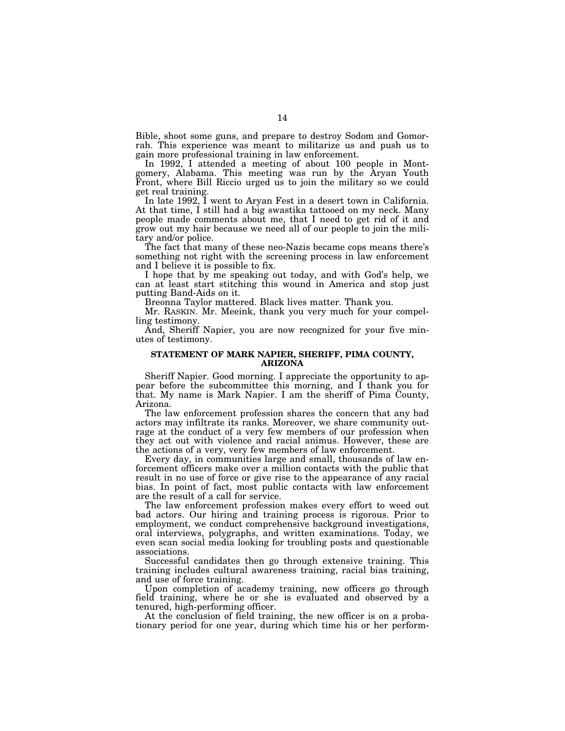Bible, shoot some guns, and prepare to destroy Sodom and Gomorrah. This experience was meant to militarize us and push us to gain more professional training in law enforcement.

In 1992, I attended a meeting of about 100 people in Montgomery, Alabama. This meeting was run by the Aryan Youth Front, where Bill Riccio urged us to join the military so we could get real training.

In late 1992, I went to Aryan Fest in a desert town in California. At that time, I still had a big swastika tattooed on my neck. Many people made comments about me, that I need to get rid of it and grow out my hair because we need all of our people to join the military and/or police.

The fact that many of these neo-Nazis became cops means there's something not right with the screening process in law enforcement and I believe it is possible to fix.

I hope that by me speaking out today, and with God's help, we can at least start stitching this wound in America and stop just putting Band-Aids on it.

Breonna Taylor mattered. Black lives matter. Thank you.

Mr. RASKIN. Mr. Meeink, thank you very much for your compelling testimony.

And, Sheriff Napier, you are now recognized for your five minutes of testimony.

## STATEMENT OF MARK NAPIER, SHERIFF, PIMA COUNTY, ARIZONA

Sheriff Napier. Good morning. I appreciate the opportunity to appear before the subcommittee this morning, and I thank you for that. My name is Mark Napier. I am the sheriff of Pima County, Arizona.

The law enforcement profession shares the concern that any bad actors may infiltrate its ranks. Moreover, we share community outrage at the conduct of a very few members of our profession when they act out with violence and racial animus. However, these are the actions of a very, very few members of law enforcement.

Every day, in communities large and small, thousands of law enforcement officers make over a million contacts with the public that result in no use of force or give rise to the appearance of any racial bias. In point of fact, most public contacts with law enforcement are the result of a call for service.

The law enforcement profession makes every effort to weed out bad actors. Our hiring and training process is rigorous. Prior to employment, we conduct comprehensive background investigations, oral interviews, polygraphs, and written examinations. Today, we even scan social media looking for troubling posts and questionable associations.

Successful candidates then go through extensive training. This training includes cultural awareness training, racial bias training, and use of force training.

Upon completion of academy training, new officers go through field training, where he or she is evaluated and observed by a tenured, high-performing officer.

At the conclusion of field training, the new officer is on a probationary period for one year, during which time his or her perform-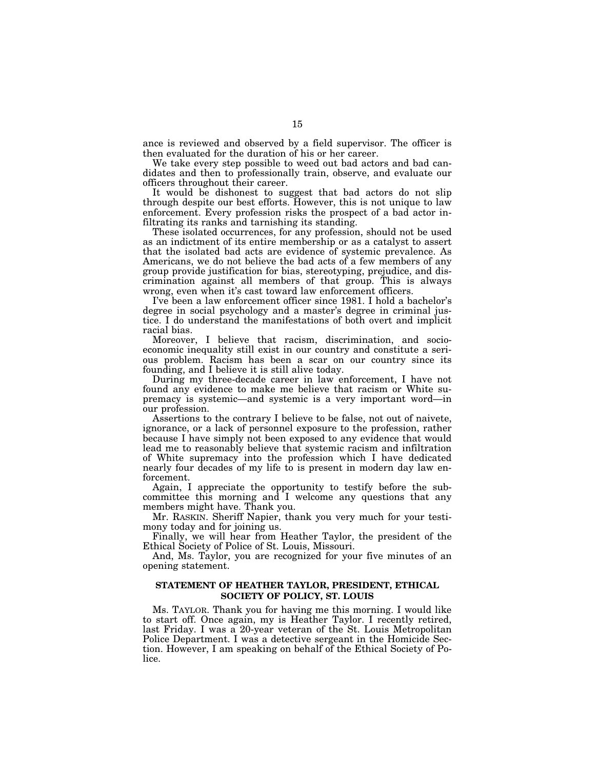ance is reviewed and observed by a field supervisor. The officer is then evaluated for the duration of his or her career.

We take every step possible to weed out bad actors and bad candidates and then to professionally train, observe, and evaluate our officers throughout their career.

It would be dishonest to suggest that bad actors do not slip through despite our best efforts. However, this is not unique to law enforcement. Every profession risks the prospect of a bad actor infiltrating its ranks and tarnishing its standing.

These isolated occurrences, for any profession, should not be used as an indictment of its entire membership or as a catalyst to assert that the isolated bad acts are evidence of systemic prevalence. As Americans, we do not believe the bad acts of a few members of any group provide justification for bias, stereotyping, prejudice, and discrimination against all members of that group. This is always wrong, even when it's cast toward law enforcement officers.

I've been a law enforcement officer since 1981. I hold a bachelor's degree in social psychology and a master's degree in criminal justice. I do understand the manifestations of both overt and implicit racial bias.

Moreover, I believe that racism, discrimination, and socioeconomic inequality still exist in our country and constitute a serious problem. Racism has been a scar on our country since its founding, and I believe it is still alive today.

During my three-decade career in law enforcement, I have not found any evidence to make me believe that racism or White supremacy is systemic—and systemic is a very important word—in our profession.

Assertions to the contrary I believe to be false, not out of naivete, ignorance, or a lack of personnel exposure to the profession, rather because I have simply not been exposed to any evidence that would lead me to reasonably believe that systemic racism and infiltration of White supremacy into the profession which I have dedicated nearly four decades of my life to is present in modern day law enforcement.

Again, I appreciate the opportunity to testify before the subcommittee this morning and I welcome any questions that any members might have. Thank you.

Mr. RASKIN. Sheriff Napier, thank you very much for your testimony today and for joining us.

Finally, we will hear from Heather Taylor, the president of the Ethical Society of Police of St. Louis, Missouri.

And, Ms. Taylor, you are recognized for your five minutes of an opening statement.

## STATEMENT OF HEATHER TAYLOR, PRESIDENT, ETHICAL SOCIETY OF POLICY, ST. LOUIS

Ms. TAYLOR. Thank you for having me this morning. I would like to start off. Once again, my is Heather Taylor. I recently retired, last Friday. I was a 20-year veteran of the St. Louis Metropolitan Police Department. I was a detective sergeant in the Homicide Section. However, I am speaking on behalf of the Ethical Society of Police.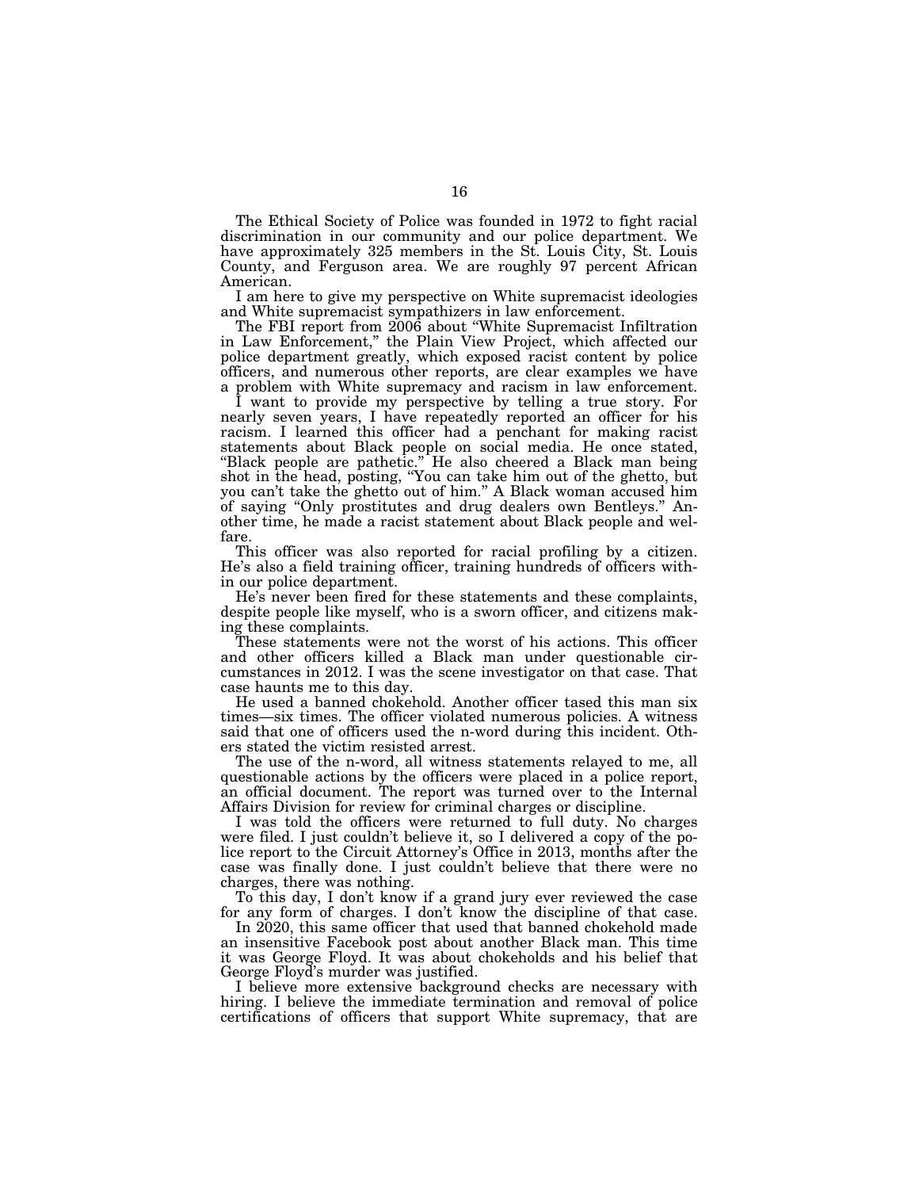The Ethical Society of Police was founded in 1972 to fight racial discrimination in our community and our police department. We have approximately 325 members in the St. Louis City, St. Louis County, and Ferguson area. We are roughly 97 percent African American.

I am here to give my perspective on White supremacist ideologies and White supremacist sympathizers in law enforcement.

The FBI report from 2006 about "White Supremacist Infiltration in Law Enforcement," the Plain View Project, which affected our police department greatly, which exposed racist content by police officers, and numerous other reports, are clear examples we have a problem with White supremacy and racism in law enforcement.

I want to provide my perspective by telling a true story. For nearly seven years, I have repeatedly reported an officer for his racism. I learned this officer had a penchant for making racist statements about Black people on social media. He once stated, "Black people are pathetic." He also cheered a Black man being shot in the head, posting, "You can take him out of the ghetto, but you can't take the ghetto out of him." A Black woman accused him of saying "Only prostitutes and drug dealers own Bentleys." Another time, he made a racist statement about Black people and welfare.

This officer was also reported for racial profiling by a citizen. He's also a field training officer, training hundreds of officers within our police department.

He's never been fired for these statements and these complaints, despite people like myself, who is a sworn officer, and citizens making these complaints.

These statements were not the worst of his actions. This officer and other officers killed a Black man under questionable circumstances in 2012. I was the scene investigator on that case. That case haunts me to this day.

He used a banned chokehold. Another officer tased this man six times—six times. The officer violated numerous policies. A witness said that one of officers used the n-word during this incident. Others stated the victim resisted arrest.

The use of the n-word, all witness statements relayed to me, all questionable actions by the officers were placed in a police report, an official document. The report was turned over to the Internal Affairs Division for review for criminal charges or discipline.

I was told the officers were returned to full duty. No charges were filed. I just couldn't believe it, so I delivered a copy of the police report to the Circuit Attorney's Office in 2013, months after the case was finally done. I just couldn't believe that there were no charges, there was nothing.

To this day, I don't know if a grand jury ever reviewed the case for any form of charges. I don't know the discipline of that case.

In 2020, this same officer that used that banned chokehold made an insensitive Facebook post about another Black man. This time it was George Floyd. It was about chokeholds and his belief that George Floyd's murder was justified.

I believe more extensive background checks are necessary with hiring. I believe the immediate termination and removal of police certifications of officers that support White supremacy, that are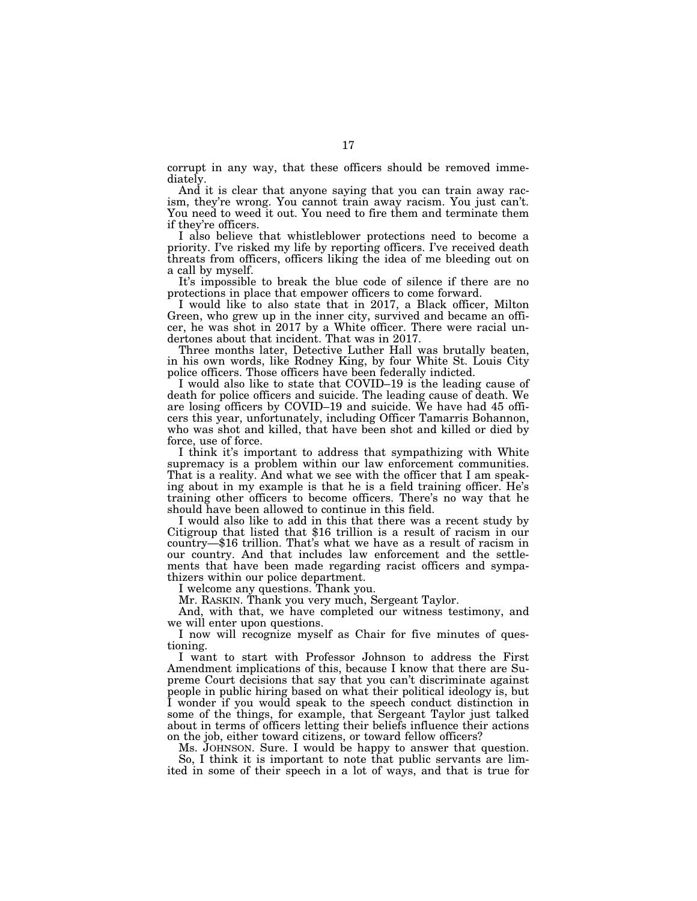corrupt in any way, that these officers should be removed immediately.

And it is clear that anyone saying that you can train away racism, they're wrong. You cannot train away racism. You just can't. You need to weed it out. You need to fire them and terminate them if they're officers.

I also believe that whistleblower protections need to become a priority. I've risked my life by reporting officers. I've received death threats from officers, officers liking the idea of me bleeding out on a call by myself.

It's impossible to break the blue code of silence if there are no protections in place that empower officers to come forward.

I would like to also state that in 2017, a Black officer, Milton Green, who grew up in the inner city, survived and became an officer, he was shot in 2017 by a White officer. There were racial undertones about that incident. That was in 2017.

Three months later, Detective Luther Hall was brutally beaten, in his own words, like Rodney King, by four White St. Louis City police officers. Those officers have been federally indicted.

I would also like to state that COVID–19 is the leading cause of death for police officers and suicide. The leading cause of death. We are losing officers by COVID–19 and suicide. We have had 45 officers this year, unfortunately, including Officer Tamarris Bohannon, who was shot and killed, that have been shot and killed or died by force, use of force.

I think it's important to address that sympathizing with White supremacy is a problem within our law enforcement communities. That is a reality. And what we see with the officer that I am speaking about in my example is that he is a field training officer. He's training other officers to become officers. There's no way that he should have been allowed to continue in this field.

I would also like to add in this that there was a recent study by Citigroup that listed that $16 trillion is a result of racism in our country—$16 trillion. That's what we have as a result of racism in our country. And that includes law enforcement and the settlements that have been made regarding racist officers and sympathizers within our police department.

I welcome any questions. Thank you.

Mr. RASKIN. Thank you very much, Sergeant Taylor.

And, with that, we have completed our witness testimony, and we will enter upon questions.

I now will recognize myself as Chair for five minutes of questioning.

I want to start with Professor Johnson to address the First Amendment implications of this, because I know that there are Supreme Court decisions that say that you can't discriminate against people in public hiring based on what their political ideology is, but I wonder if you would speak to the speech conduct distinction in some of the things, for example, that Sergeant Taylor just talked about in terms of officers letting their beliefs influence their actions on the job, either toward citizens, or toward fellow officers?

Ms. JOHNSON. Sure. I would be happy to answer that question.

So, I think it is important to note that public servants are limited in some of their speech in a lot of ways, and that is true for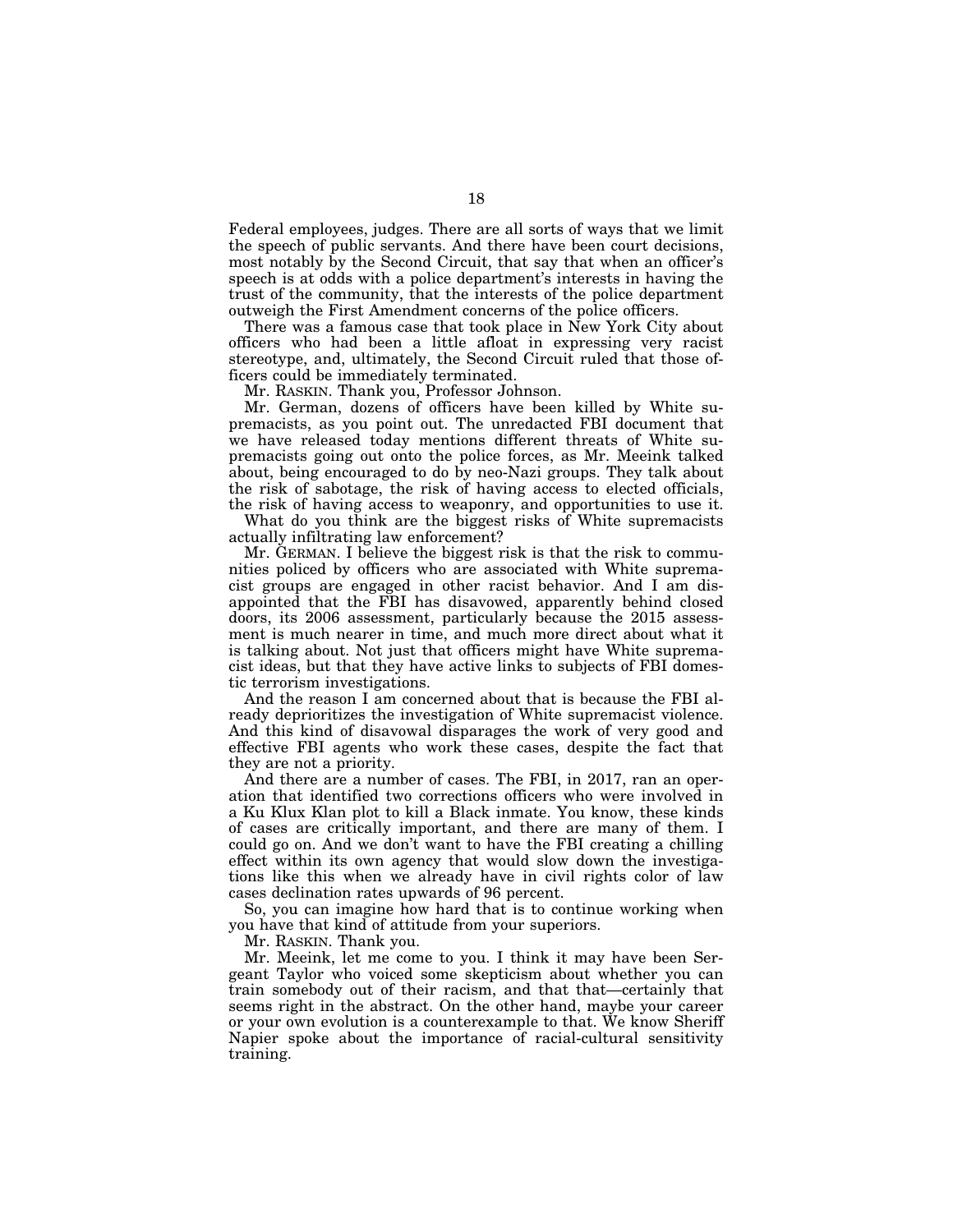Federal employees, judges. There are all sorts of ways that we limit the speech of public servants. And there have been court decisions, most notably by the Second Circuit, that say that when an officer's speech is at odds with a police department's interests in having the trust of the community, that the interests of the police department outweigh the First Amendment concerns of the police officers.

There was a famous case that took place in New York City about officers who had been a little afloat in expressing very racist stereotype, and, ultimately, the Second Circuit ruled that those officers could be immediately terminated.

Mr. RASKIN. Thank you, Professor Johnson.

Mr. German, dozens of officers have been killed by White supremacists, as you point out. The unredacted FBI document that we have released today mentions different threats of White supremacists going out onto the police forces, as Mr. Meeink talked about, being encouraged to do by neo-Nazi groups. They talk about the risk of sabotage, the risk of having access to elected officials, the risk of having access to weaponry, and opportunities to use it.

What do you think are the biggest risks of White supremacists actually infiltrating law enforcement?

Mr. GERMAN. I believe the biggest risk is that the risk to communities policed by officers who are associated with White supremacist groups are engaged in other racist behavior. And I am disappointed that the FBI has disavowed, apparently behind closed doors, its 2006 assessment, particularly because the 2015 assessment is much nearer in time, and much more direct about what it is talking about. Not just that officers might have White supremacist ideas, but that they have active links to subjects of FBI domestic terrorism investigations.

And the reason I am concerned about that is because the FBI already deprioritizes the investigation of White supremacist violence. And this kind of disavowal disparages the work of very good and effective FBI agents who work these cases, despite the fact that they are not a priority.

And there are a number of cases. The FBI, in 2017, ran an operation that identified two corrections officers who were involved in a Ku Klux Klan plot to kill a Black inmate. You know, these kinds of cases are critically important, and there are many of them. I could go on. And we don't want to have the FBI creating a chilling effect within its own agency that would slow down the investigations like this when we already have in civil rights color of law cases declination rates upwards of 96 percent.

So, you can imagine how hard that is to continue working when you have that kind of attitude from your superiors.

Mr. RASKIN. Thank you.

Mr. Meeink, let me come to you. I think it may have been Sergeant Taylor who voiced some skepticism about whether you can train somebody out of their racism, and that that—certainly that seems right in the abstract. On the other hand, maybe your career or your own evolution is a counterexample to that. We know Sheriff Napier spoke about the importance of racial-cultural sensitivity training.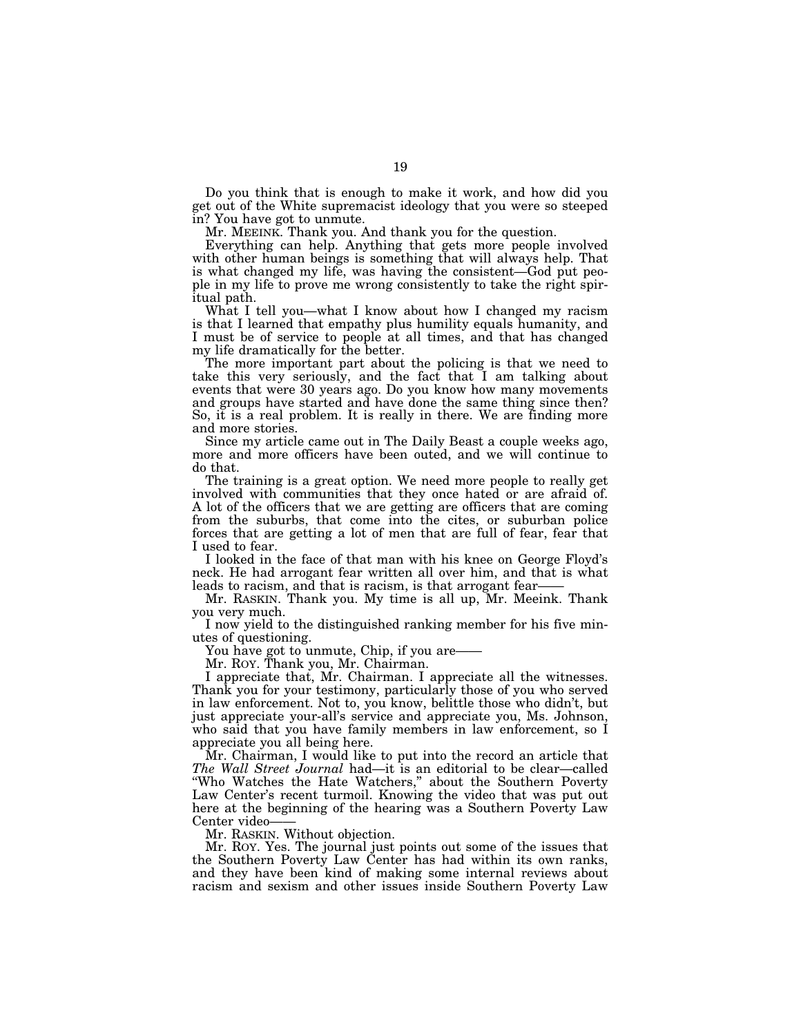Do you think that is enough to make it work, and how did you get out of the White supremacist ideology that you were so steeped in? You have got to unmute.

Mr. MEEINK. Thank you. And thank you for the question.

Everything can help. Anything that gets more people involved with other human beings is something that will always help. That is what changed my life, was having the consistent—God put people in my life to prove me wrong consistently to take the right spiritual path.

What I tell you—what I know about how I changed my racism is that I learned that empathy plus humility equals humanity, and I must be of service to people at all times, and that has changed my life dramatically for the better.

The more important part about the policing is that we need to take this very seriously, and the fact that I am talking about events that were 30 years ago. Do you know how many movements and groups have started and have done the same thing since then? So, it is a real problem. It is really in there. We are finding more and more stories.

Since my article came out in The Daily Beast a couple weeks ago, more and more officers have been outed, and we will continue to do that.

The training is a great option. We need more people to really get involved with communities that they once hated or are afraid of. A lot of the officers that we are getting are officers that are coming from the suburbs, that come into the cites, or suburban police forces that are getting a lot of men that are full of fear, fear that I used to fear.

I looked in the face of that man with his knee on George Floyd's neck. He had arrogant fear written all over him, and that is what leads to racism, and that is racism, is that arrogant fear——

Mr. RASKIN. Thank you. My time is all up, Mr. Meeink. Thank you very much.

I now yield to the distinguished ranking member for his five minutes of questioning.

You have got to unmute, Chip, if you are——

Mr. ROY. Thank you, Mr. Chairman.

I appreciate that, Mr. Chairman. I appreciate all the witnesses. Thank you for your testimony, particularly those of you who served in law enforcement. Not to, you know, belittle those who didn't, but just appreciate your-all's service and appreciate you, Ms. Johnson, who said that you have family members in law enforcement, so I appreciate you all being here.

Mr. Chairman, I would like to put into the record an article that *The Wall Street Journal* had—it is an editorial to be clear—called "Who Watches the Hate Watchers," about the Southern Poverty Law Center's recent turmoil. Knowing the video that was put out here at the beginning of the hearing was a Southern Poverty Law Center video——

Mr. RASKIN. Without objection.

Mr. ROY. Yes. The journal just points out some of the issues that the Southern Poverty Law Center has had within its own ranks, and they have been kind of making some internal reviews about racism and sexism and other issues inside Southern Poverty Law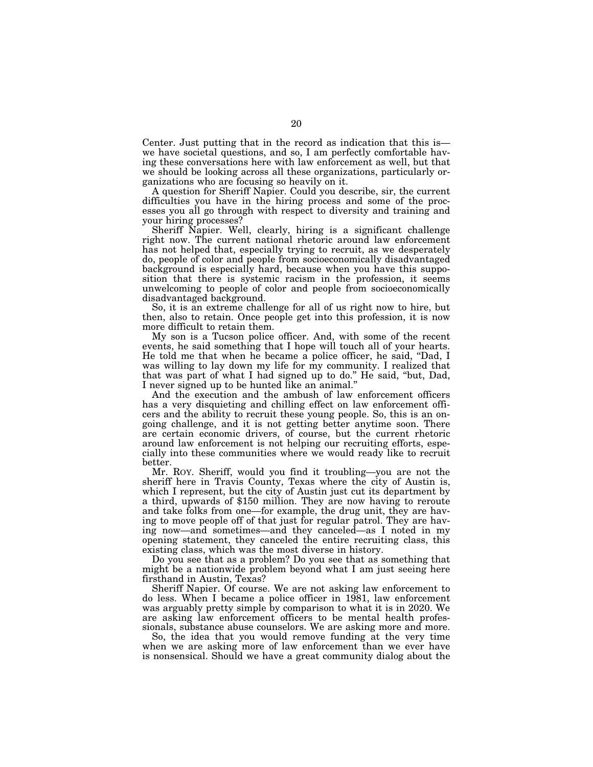Center. Just putting that in the record as indication that this is—we have societal questions, and so, I am perfectly comfortable having these conversations here with law enforcement as well, but that we should be looking across all these organizations, particularly organizations who are focusing so heavily on it.

A question for Sheriff Napier. Could you describe, sir, the current difficulties you have in the hiring process and some of the processes you all go through with respect to diversity and training and your hiring processes?

Sheriff Napier. Well, clearly, hiring is a significant challenge right now. The current national rhetoric around law enforcement has not helped that, especially trying to recruit, as we desperately do, people of color and people from socioeconomically disadvantaged background is especially hard, because when you have this supposition that there is systemic racism in the profession, it seems unwelcoming to people of color and people from socioeconomically disadvantaged background.

So, it is an extreme challenge for all of us right now to hire, but then, also to retain. Once people get into this profession, it is now more difficult to retain them.

My son is a Tucson police officer. And, with some of the recent events, he said something that I hope will touch all of your hearts. He told me that when he became a police officer, he said, "Dad, I was willing to lay down my life for my community. I realized that that was part of what I had signed up to do." He said, "but, Dad, I never signed up to be hunted like an animal."

And the execution and the ambush of law enforcement officers has a very disquieting and chilling effect on law enforcement officers and the ability to recruit these young people. So, this is an ongoing challenge, and it is not getting better anytime soon. There are certain economic drivers, of course, but the current rhetoric around law enforcement is not helping our recruiting efforts, especially into these communities where we would ready like to recruit better.

Mr. Roy. Sheriff, would you find it troubling—you are not the sheriff here in Travis County, Texas where the city of Austin is, which I represent, but the city of Austin just cut its department by a third, upwards of $150 million. They are now having to reroute and take folks from one—for example, the drug unit, they are having to move people off of that just for regular patrol. They are having now—and sometimes—and they canceled—as I noted in my opening statement, they canceled the entire recruiting class, this existing class, which was the most diverse in history.

Do you see that as a problem? Do you see that as something that might be a nationwide problem beyond what I am just seeing here firsthand in Austin, Texas?

Sheriff Napier. Of course. We are not asking law enforcement to do less. When I became a police officer in 1981, law enforcement was arguably pretty simple by comparison to what it is in 2020. We are asking law enforcement officers to be mental health professionals, substance abuse counselors. We are asking more and more.

So, the idea that you would remove funding at the very time when we are asking more of law enforcement than we ever have is nonsensical. Should we have a great community dialog about the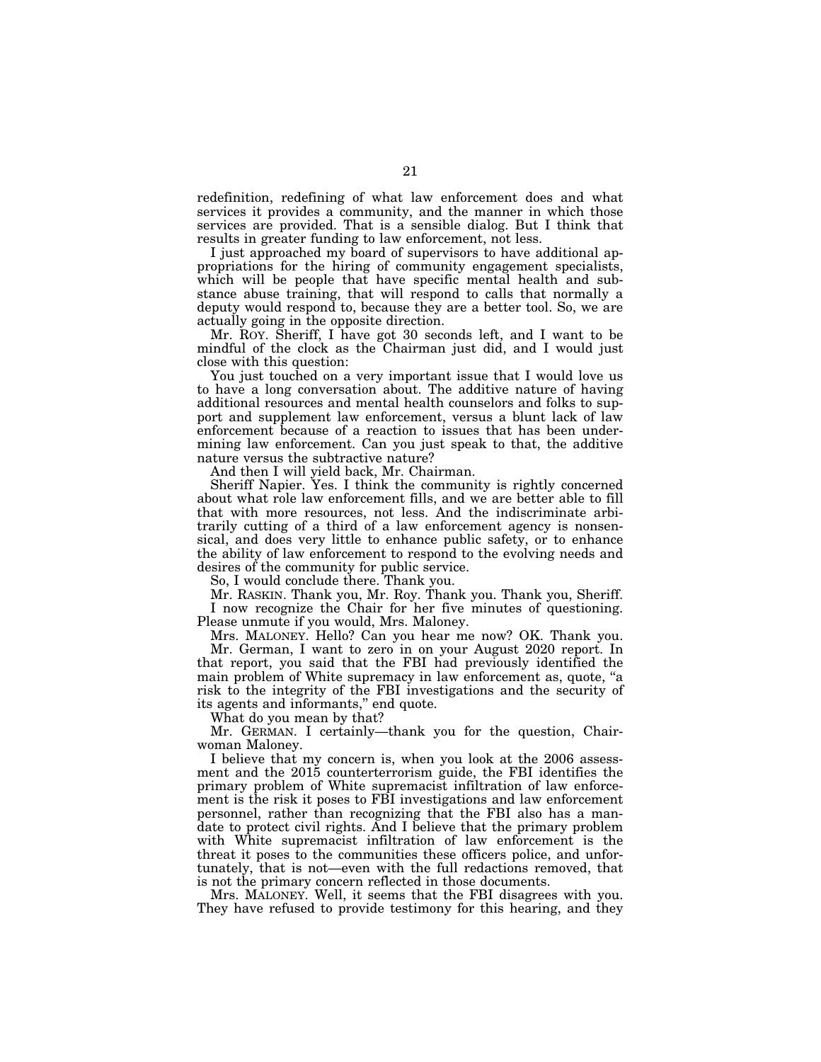redefinition, redefining of what law enforcement does and what services it provides a community, and the manner in which those services are provided. That is a sensible dialog. But I think that results in greater funding to law enforcement, not less.

I just approached my board of supervisors to have additional appropriations for the hiring of community engagement specialists, which will be people that have specific mental health and substance abuse training, that will respond to calls that normally a deputy would respond to, because they are a better tool. So, we are actually going in the opposite direction.

Mr. ROY. Sheriff, I have got 30 seconds left, and I want to be mindful of the clock as the Chairman just did, and I would just close with this question:

You just touched on a very important issue that I would love us to have a long conversation about. The additive nature of having additional resources and mental health counselors and folks to support and supplement law enforcement, versus a blunt lack of law enforcement because of a reaction to issues that has been undermining law enforcement. Can you just speak to that, the additive nature versus the subtractive nature?

And then I will yield back, Mr. Chairman.

Sheriff Napier. Yes. I think the community is rightly concerned about what role law enforcement fills, and we are better able to fill that with more resources, not less. And the indiscriminate arbitrarily cutting of a third of a law enforcement agency is nonsensical, and does very little to enhance public safety, or to enhance the ability of law enforcement to respond to the evolving needs and desires of the community for public service.

So, I would conclude there. Thank you.

Mr. RASKIN. Thank you, Mr. Roy. Thank you. Thank you, Sheriff.

I now recognize the Chair for her five minutes of questioning. Please unmute if you would, Mrs. Maloney.

Mrs. MALONEY. Hello? Can you hear me now? OK. Thank you.

Mr. German, I want to zero in on your August 2020 report. In that report, you said that the FBI had previously identified the main problem of White supremacy in law enforcement as, quote, "a risk to the integrity of the FBI investigations and the security of its agents and informants," end quote.

What do you mean by that?

Mr. GERMAN. I certainly—thank you for the question, Chairwoman Maloney.

I believe that my concern is, when you look at the 2006 assessment and the 2015 counterterrorism guide, the FBI identifies the primary problem of White supremacist infiltration of law enforcement is the risk it poses to FBI investigations and law enforcement personnel, rather than recognizing that the FBI also has a mandate to protect civil rights. And I believe that the primary problem with White supremacist infiltration of law enforcement is the threat it poses to the communities these officers police, and unfortunately, that is not—even with the full redactions removed, that is not the primary concern reflected in those documents.

Mrs. MALONEY. Well, it seems that the FBI disagrees with you. They have refused to provide testimony for this hearing, and they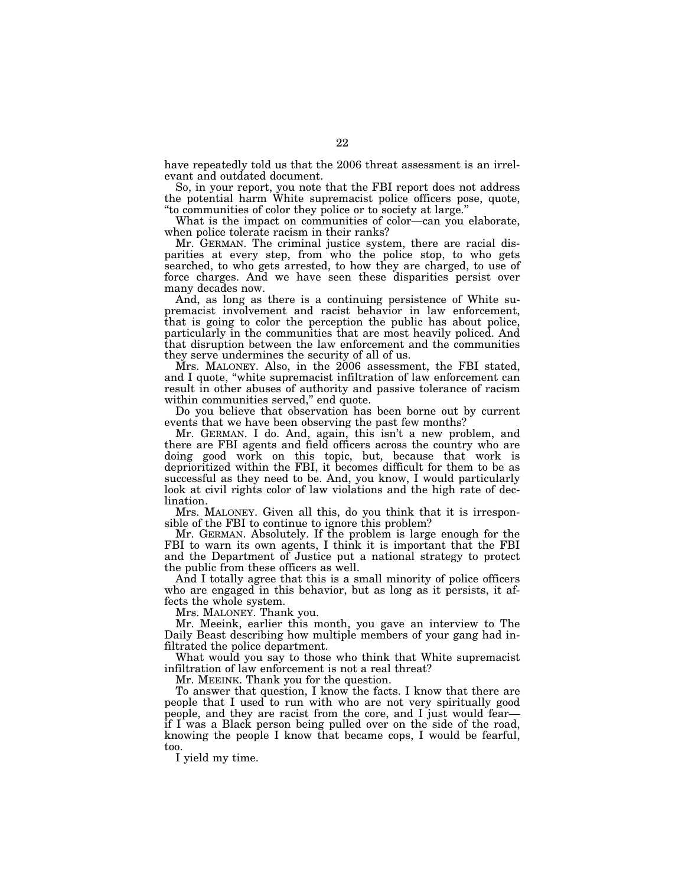have repeatedly told us that the 2006 threat assessment is an irrelevant and outdated document.

So, in your report, you note that the FBI report does not address the potential harm White supremacist police officers pose, quote, "to communities of color they police or to society at large."

What is the impact on communities of color—can you elaborate, when police tolerate racism in their ranks?

Mr. GERMAN. The criminal justice system, there are racial disparities at every step, from who the police stop, to who gets searched, to who gets arrested, to how they are charged, to use of force charges. And we have seen these disparities persist over many decades now.

And, as long as there is a continuing persistence of White supremacist involvement and racist behavior in law enforcement, that is going to color the perception the public has about police, particularly in the communities that are most heavily policed. And that disruption between the law enforcement and the communities they serve undermines the security of all of us.

Mrs. MALONEY. Also, in the 2006 assessment, the FBI stated, and I quote, "white supremacist infiltration of law enforcement can result in other abuses of authority and passive tolerance of racism within communities served," end quote.

Do you believe that observation has been borne out by current events that we have been observing the past few months?

Mr. GERMAN. I do. And, again, this isn't a new problem, and there are FBI agents and field officers across the country who are doing good work on this topic, but, because that work is deprioritized within the FBI, it becomes difficult for them to be as successful as they need to be. And, you know, I would particularly look at civil rights color of law violations and the high rate of declination.

Mrs. MALONEY. Given all this, do you think that it is irresponsible of the FBI to continue to ignore this problem?

Mr. GERMAN. Absolutely. If the problem is large enough for the FBI to warn its own agents, I think it is important that the FBI and the Department of Justice put a national strategy to protect the public from these officers as well.

And I totally agree that this is a small minority of police officers who are engaged in this behavior, but as long as it persists, it affects the whole system.

Mrs. MALONEY. Thank you.

Mr. Meeink, earlier this month, you gave an interview to The Daily Beast describing how multiple members of your gang had infiltrated the police department.

What would you say to those who think that White supremacist infiltration of law enforcement is not a real threat?

Mr. MEEINK. Thank you for the question.

To answer that question, I know the facts. I know that there are people that I used to run with who are not very spiritually good people, and they are racist from the core, and I just would fear—if I was a Black person being pulled over on the side of the road, knowing the people I know that became cops, I would be fearful, too.

I yield my time.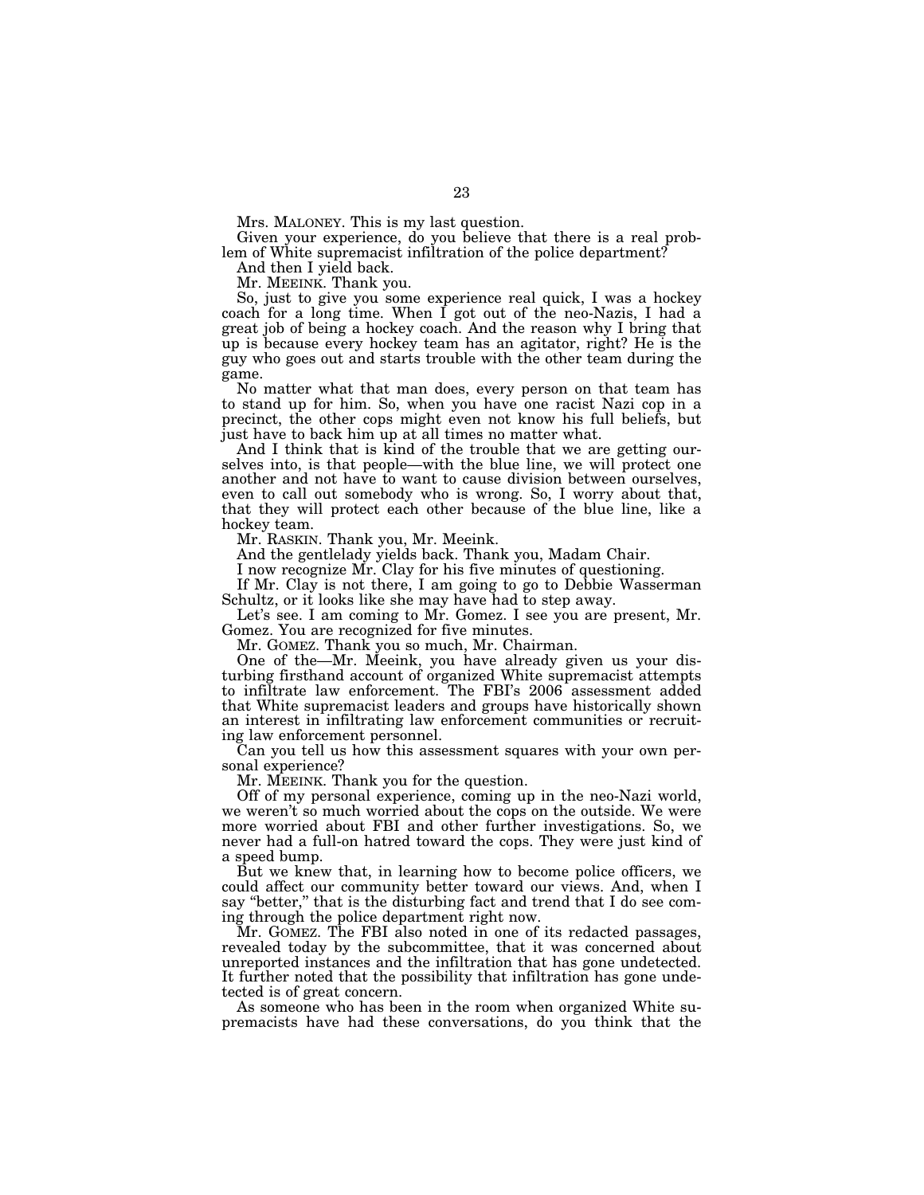Mrs. MALONEY. This is my last question.

Given your experience, do you believe that there is a real problem of White supremacist infiltration of the police department?

And then I yield back.

Mr. MEEINK. Thank you.

So, just to give you some experience real quick, I was a hockey coach for a long time. When I got out of the neo-Nazis, I had a great job of being a hockey coach. And the reason why I bring that up is because every hockey team has an agitator, right? He is the guy who goes out and starts trouble with the other team during the game.

No matter what that man does, every person on that team has to stand up for him. So, when you have one racist Nazi cop in a precinct, the other cops might even not know his full beliefs, but just have to back him up at all times no matter what.

And I think that is kind of the trouble that we are getting ourselves into, is that people—with the blue line, we will protect one another and not have to want to cause division between ourselves, even to call out somebody who is wrong. So, I worry about that, that they will protect each other because of the blue line, like a hockey team.

Mr. RASKIN. Thank you, Mr. Meeink.

And the gentlelady yields back. Thank you, Madam Chair.

I now recognize Mr. Clay for his five minutes of questioning.

If Mr. Clay is not there, I am going to go to Debbie Wasserman Schultz, or it looks like she may have had to step away.

Let's see. I am coming to Mr. Gomez. I see you are present, Mr. Gomez. You are recognized for five minutes.

Mr. GOMEZ. Thank you so much, Mr. Chairman.

One of the—Mr. Meeink, you have already given us your disturbing firsthand account of organized White supremacist attempts to infiltrate law enforcement. The FBI's 2006 assessment added that White supremacist leaders and groups have historically shown an interest in infiltrating law enforcement communities or recruiting law enforcement personnel.

Can you tell us how this assessment squares with your own personal experience?

Mr. MEEINK. Thank you for the question.

Off of my personal experience, coming up in the neo-Nazi world, we weren't so much worried about the cops on the outside. We were more worried about FBI and other further investigations. So, we never had a full-on hatred toward the cops. They were just kind of a speed bump.

But we knew that, in learning how to become police officers, we could affect our community better toward our views. And, when I say "better," that is the disturbing fact and trend that I do see coming through the police department right now.

Mr. GOMEZ. The FBI also noted in one of its redacted passages, revealed today by the subcommittee, that it was concerned about unreported instances and the infiltration that has gone undetected. It further noted that the possibility that infiltration has gone undetected is of great concern.

As someone who has been in the room when organized White supremacists have had these conversations, do you think that the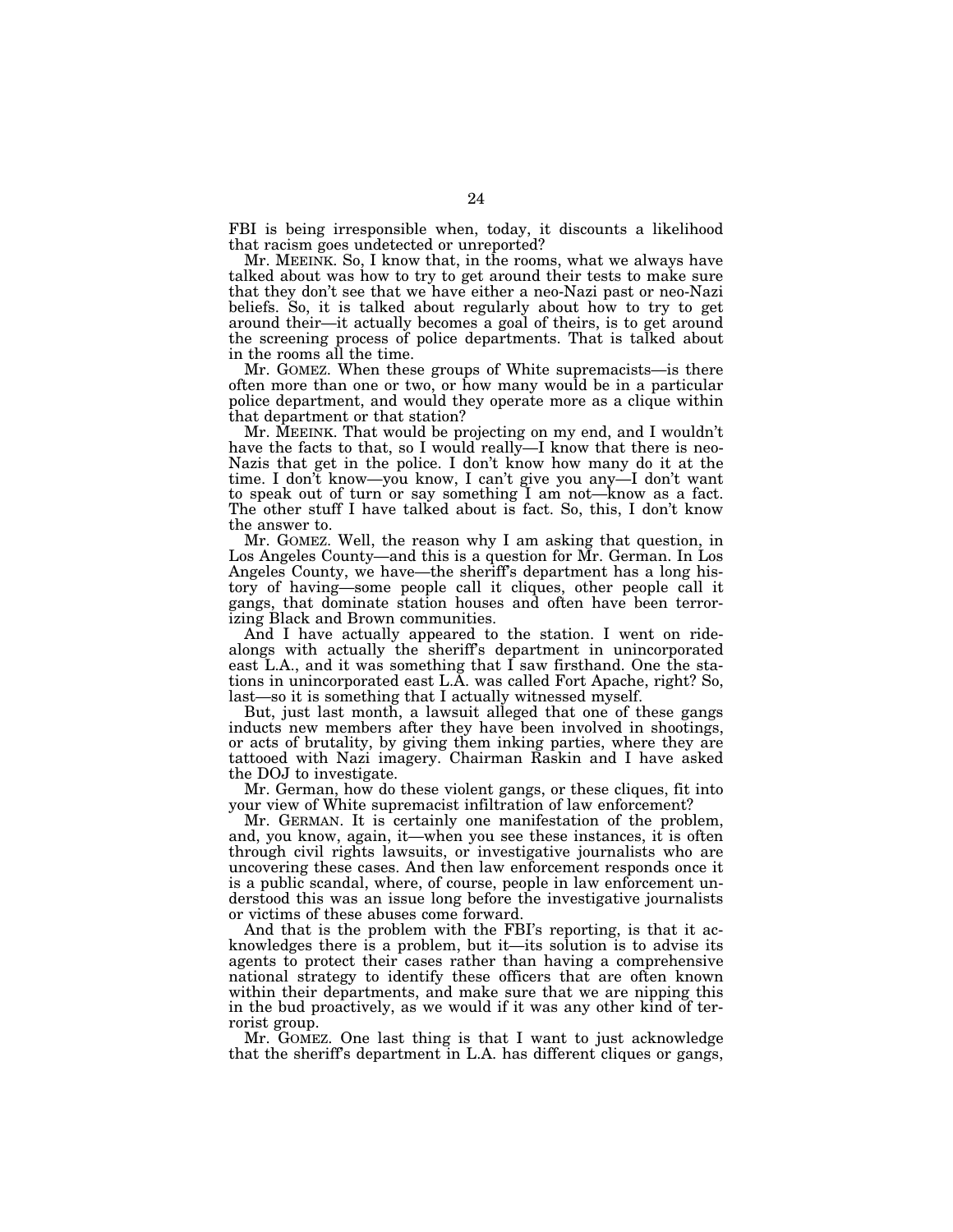FBI is being irresponsible when, today, it discounts a likelihood that racism goes undetected or unreported?

Mr. MEEINK. So, I know that, in the rooms, what we always have talked about was how to try to get around their tests to make sure that they don't see that we have either a neo-Nazi past or neo-Nazi beliefs. So, it is talked about regularly about how to try to get around their—it actually becomes a goal of theirs, is to get around the screening process of police departments. That is talked about in the rooms all the time.

Mr. GOMEZ. When these groups of White supremacists—is there often more than one or two, or how many would be in a particular police department, and would they operate more as a clique within that department or that station?

Mr. MEEINK. That would be projecting on my end, and I wouldn't have the facts to that, so I would really—I know that there is neo-Nazis that get in the police. I don't know how many do it at the time. I don't know—you know, I can't give you any—I don't want to speak out of turn or say something I am not—know as a fact. The other stuff I have talked about is fact. So, this, I don't know the answer to.

Mr. GOMEZ. Well, the reason why I am asking that question, in Los Angeles County—and this is a question for Mr. German. In Los Angeles County, we have—the sheriff's department has a long history of having—some people call it cliques, other people call it gangs, that dominate station houses and often have been terrorizing Black and Brown communities.

And I have actually appeared to the station. I went on ride-alongs with actually the sheriff's department in unincorporated east L.A., and it was something that I saw firsthand. One the stations in unincorporated east L.A. was called Fort Apache, right? So, last—so it is something that I actually witnessed myself.

But, just last month, a lawsuit alleged that one of these gangs inducts new members after they have been involved in shootings, or acts of brutality, by giving them inking parties, where they are tattooed with Nazi imagery. Chairman Raskin and I have asked the DOJ to investigate.

Mr. German, how do these violent gangs, or these cliques, fit into your view of White supremacist infiltration of law enforcement?

Mr. GERMAN. It is certainly one manifestation of the problem, and, you know, again, it—when you see these instances, it is often through civil rights lawsuits, or investigative journalists who are uncovering these cases. And then law enforcement responds once it is a public scandal, where, of course, people in law enforcement understood this was an issue long before the investigative journalists or victims of these abuses come forward.

And that is the problem with the FBI's reporting, is that it acknowledges there is a problem, but it—its solution is to advise its agents to protect their cases rather than having a comprehensive national strategy to identify these officers that are often known within their departments, and make sure that we are nipping this in the bud proactively, as we would if it was any other kind of terrorist group.

Mr. GOMEZ. One last thing is that I want to just acknowledge that the sheriff's department in L.A. has different cliques or gangs,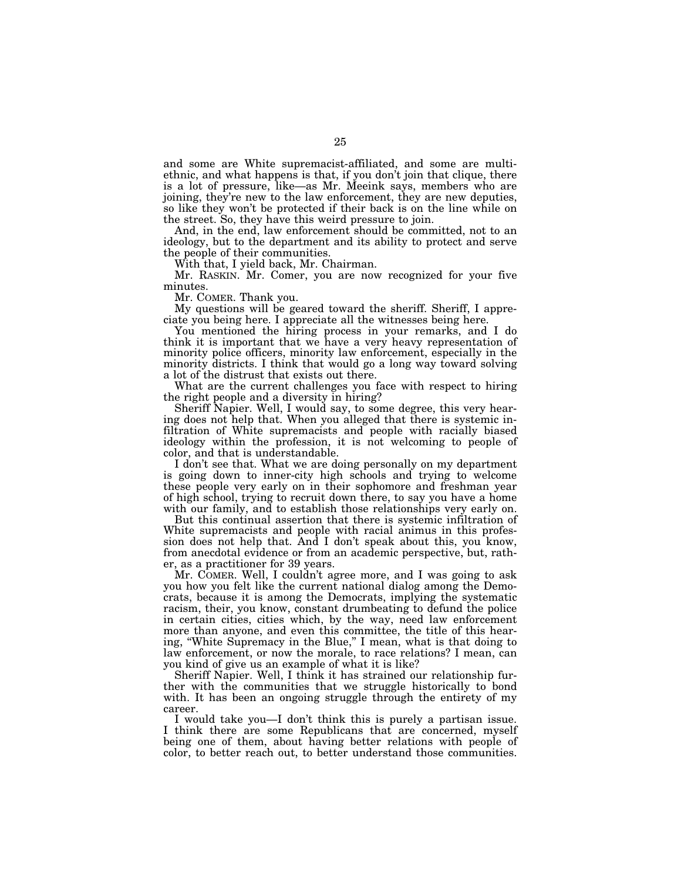and some are White supremacist-affiliated, and some are multi-ethnic, and what happens is that, if you don't join that clique, there is a lot of pressure, like—as Mr. Meeink says, members who are joining, they're new to the law enforcement, they are new deputies, so like they won't be protected if their back is on the line while on the street. So, they have this weird pressure to join.

And, in the end, law enforcement should be committed, not to an ideology, but to the department and its ability to protect and serve the people of their communities.

With that, I yield back, Mr. Chairman.

Mr. RASKIN. Mr. Comer, you are now recognized for your five minutes.

Mr. COMER. Thank you.

My questions will be geared toward the sheriff. Sheriff, I appreciate you being here. I appreciate all the witnesses being here.

You mentioned the hiring process in your remarks, and I do think it is important that we have a very heavy representation of minority police officers, minority law enforcement, especially in the minority districts. I think that would go a long way toward solving a lot of the distrust that exists out there.

What are the current challenges you face with respect to hiring the right people and a diversity in hiring?

Sheriff Napier. Well, I would say, to some degree, this very hearing does not help that. When you alleged that there is systemic infiltration of White supremacists and people with racially biased ideology within the profession, it is not welcoming to people of color, and that is understandable.

I don't see that. What we are doing personally on my department is going down to inner-city high schools and trying to welcome these people very early on in their sophomore and freshman year of high school, trying to recruit down there, to say you have a home with our family, and to establish those relationships very early on.

But this continual assertion that there is systemic infiltration of White supremacists and people with racial animus in this profession does not help that. And I don't speak about this, you know, from anecdotal evidence or from an academic perspective, but, rather, as a practitioner for 39 years.

Mr. COMER. Well, I couldn't agree more, and I was going to ask you how you felt like the current national dialog among the Democrats, because it is among the Democrats, implying the systematic racism, their, you know, constant drumbeating to defund the police in certain cities, cities which, by the way, need law enforcement more than anyone, and even this committee, the title of this hearing, "White Supremacy in the Blue," I mean, what is that doing to law enforcement, or now the morale, to race relations? I mean, can you kind of give us an example of what it is like?

Sheriff Napier. Well, I think it has strained our relationship further with the communities that we struggle historically to bond with. It has been an ongoing struggle through the entirety of my career.

I would take you—I don't think this is purely a partisan issue. I think there are some Republicans that are concerned, myself being one of them, about having better relations with people of color, to better reach out, to better understand those communities.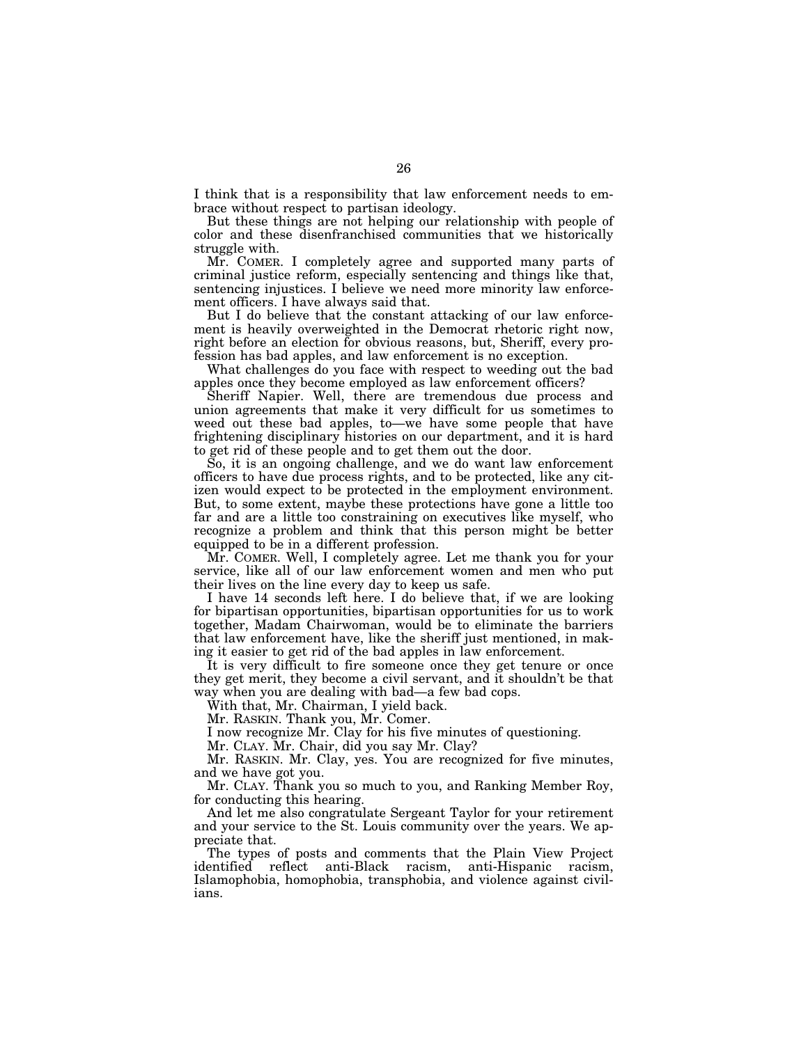I think that is a responsibility that law enforcement needs to embrace without respect to partisan ideology.

But these things are not helping our relationship with people of color and these disenfranchised communities that we historically struggle with.

Mr. COMER. I completely agree and supported many parts of criminal justice reform, especially sentencing and things like that, sentencing injustices. I believe we need more minority law enforcement officers. I have always said that.

But I do believe that the constant attacking of our law enforcement is heavily overweighted in the Democrat rhetoric right now, right before an election for obvious reasons, but, Sheriff, every profession has bad apples, and law enforcement is no exception.

What challenges do you face with respect to weeding out the bad apples once they become employed as law enforcement officers?

Sheriff Napier. Well, there are tremendous due process and union agreements that make it very difficult for us sometimes to weed out these bad apples, to—we have some people that have frightening disciplinary histories on our department, and it is hard to get rid of these people and to get them out the door.

So, it is an ongoing challenge, and we do want law enforcement officers to have due process rights, and to be protected, like any citizen would expect to be protected in the employment environment. But, to some extent, maybe these protections have gone a little too far and are a little too constraining on executives like myself, who recognize a problem and think that this person might be better equipped to be in a different profession.

Mr. COMER. Well, I completely agree. Let me thank you for your service, like all of our law enforcement women and men who put their lives on the line every day to keep us safe.

I have 14 seconds left here. I do believe that, if we are looking for bipartisan opportunities, bipartisan opportunities for us to work together, Madam Chairwoman, would be to eliminate the barriers that law enforcement have, like the sheriff just mentioned, in making it easier to get rid of the bad apples in law enforcement.

It is very difficult to fire someone once they get tenure or once they get merit, they become a civil servant, and it shouldn't be that way when you are dealing with bad—a few bad cops.

With that, Mr. Chairman, I yield back.

Mr. RASKIN. Thank you, Mr. Comer.

I now recognize Mr. Clay for his five minutes of questioning.

Mr. CLAY. Mr. Chair, did you say Mr. Clay?

Mr. RASKIN. Mr. Clay, yes. You are recognized for five minutes, and we have got you.

Mr. CLAY. Thank you so much to you, and Ranking Member Roy, for conducting this hearing.

And let me also congratulate Sergeant Taylor for your retirement and your service to the St. Louis community over the years. We appreciate that.

The types of posts and comments that the Plain View Project identified reflect anti-Black racism, anti-Hispanic racism, Islamophobia, homophobia, transphobia, and violence against civilians.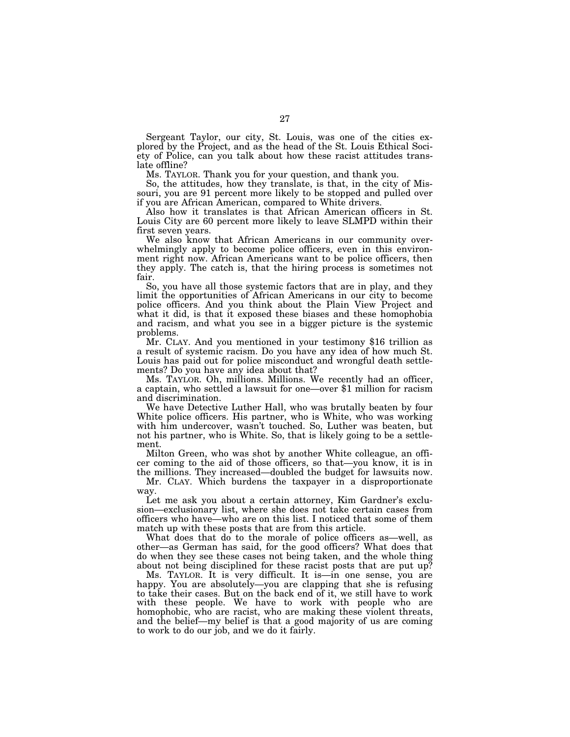Sergeant Taylor, our city, St. Louis, was one of the cities explored by the Project, and as the head of the St. Louis Ethical Society of Police, can you talk about how these racist attitudes translate offline?

Ms. TAYLOR. Thank you for your question, and thank you.

So, the attitudes, how they translate, is that, in the city of Missouri, you are 91 percent more likely to be stopped and pulled over if you are African American, compared to White drivers.

Also how it translates is that African American officers in St. Louis City are 60 percent more likely to leave SLMPD within their first seven years.

We also know that African Americans in our community overwhelmingly apply to become police officers, even in this environment right now. African Americans want to be police officers, then they apply. The catch is, that the hiring process is sometimes not fair.

So, you have all those systemic factors that are in play, and they limit the opportunities of African Americans in our city to become police officers. And you think about the Plain View Project and what it did, is that it exposed these biases and these homophobia and racism, and what you see in a bigger picture is the systemic problems.

Mr. CLAY. And you mentioned in your testimony $16 trillion as a result of systemic racism. Do you have any idea of how much St. Louis has paid out for police misconduct and wrongful death settlements? Do you have any idea about that?

Ms. TAYLOR. Oh, millions. Millions. We recently had an officer, a captain, who settled a lawsuit for one—over $1 million for racism and discrimination.

We have Detective Luther Hall, who was brutally beaten by four White police officers. His partner, who is White, who was working with him undercover, wasn't touched. So, Luther was beaten, but not his partner, who is White. So, that is likely going to be a settlement.

Milton Green, who was shot by another White colleague, an officer coming to the aid of those officers, so that—you know, it is in the millions. They increased—doubled the budget for lawsuits now.

Mr. CLAY. Which burdens the taxpayer in a disproportionate way.

Let me ask you about a certain attorney, Kim Gardner's exclusion—exclusionary list, where she does not take certain cases from officers who have—who are on this list. I noticed that some of them match up with these posts that are from this article.

What does that do to the morale of police officers as—well, as other—as German has said, for the good officers? What does that do when they see these cases not being taken, and the whole thing about not being disciplined for these racist posts that are put up?

Ms. TAYLOR. It is very difficult. It is—in one sense, you are happy. You are absolutely—you are clapping that she is refusing to take their cases. But on the back end of it, we still have to work with these people. We have to work with people who are homophobic, who are racist, who are making these violent threats, and the belief—my belief is that a good majority of us are coming to work to do our job, and we do it fairly.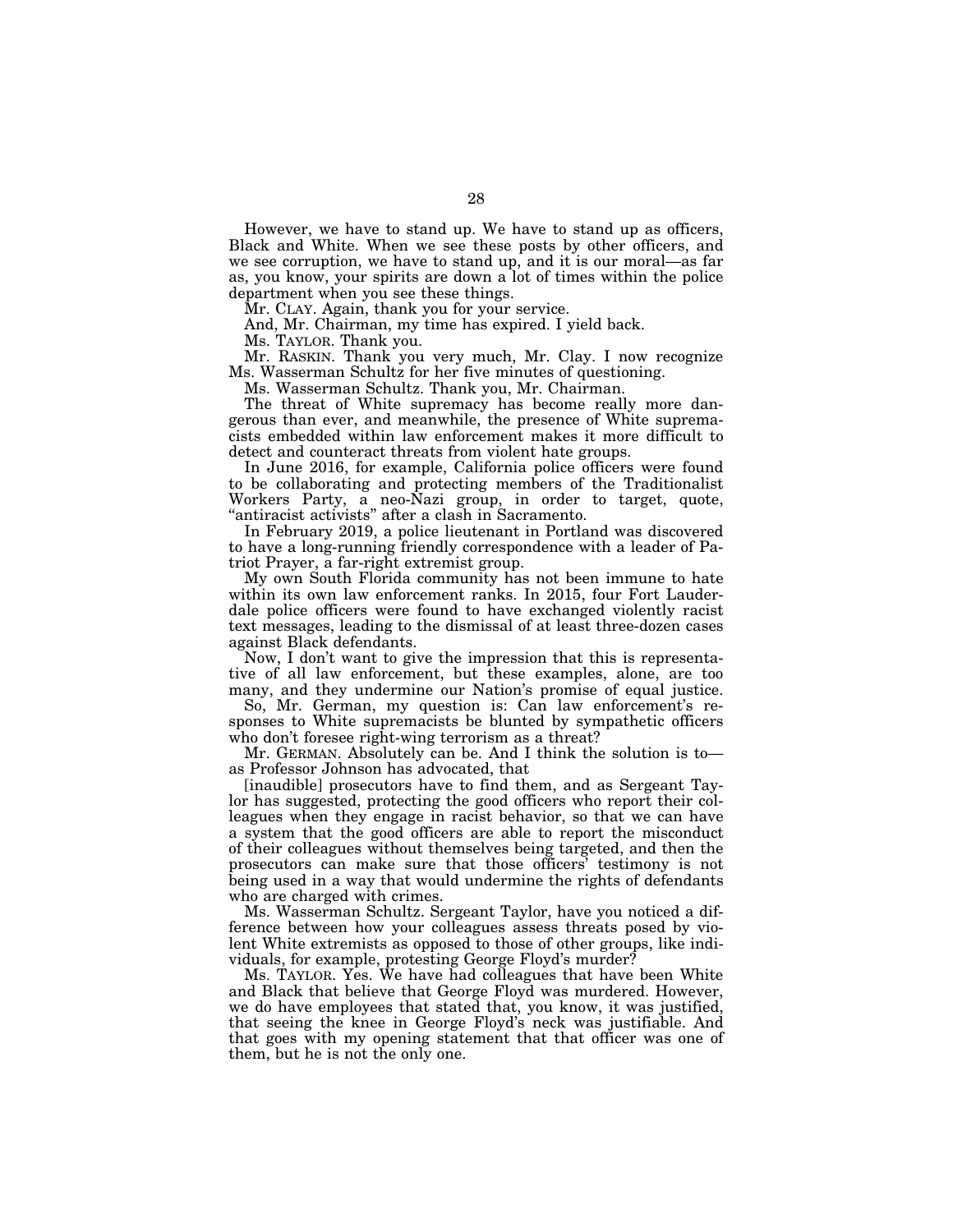However, we have to stand up. We have to stand up as officers, Black and White. When we see these posts by other officers, and we see corruption, we have to stand up, and it is our moral—as far as, you know, your spirits are down a lot of times within the police department when you see these things.

Mr. CLAY. Again, thank you for your service.

And, Mr. Chairman, my time has expired. I yield back.

Ms. TAYLOR. Thank you.

Mr. RASKIN. Thank you very much, Mr. Clay. I now recognize Ms. Wasserman Schultz for her five minutes of questioning.

Ms. Wasserman Schultz. Thank you, Mr. Chairman.

The threat of White supremacy has become really more dangerous than ever, and meanwhile, the presence of White supremacists embedded within law enforcement makes it more difficult to detect and counteract threats from violent hate groups.

In June 2016, for example, California police officers were found to be collaborating and protecting members of the Traditionalist Workers Party, a neo-Nazi group, in order to target, quote, "antiracist activists" after a clash in Sacramento.

In February 2019, a police lieutenant in Portland was discovered to have a long-running friendly correspondence with a leader of Patriot Prayer, a far-right extremist group.

My own South Florida community has not been immune to hate within its own law enforcement ranks. In 2015, four Fort Lauderdale police officers were found to have exchanged violently racist text messages, leading to the dismissal of at least three-dozen cases against Black defendants.

Now, I don't want to give the impression that this is representative of all law enforcement, but these examples, alone, are too many, and they undermine our Nation's promise of equal justice.

So, Mr. German, my question is: Can law enforcement's responses to White supremacists be blunted by sympathetic officers who don't foresee right-wing terrorism as a threat?

Mr. GERMAN. Absolutely can be. And I think the solution is to—as Professor Johnson has advocated, that

[inaudible] prosecutors have to find them, and as Sergeant Taylor has suggested, protecting the good officers who report their colleagues when they engage in racist behavior, so that we can have a system that the good officers are able to report the misconduct of their colleagues without themselves being targeted, and then the prosecutors can make sure that those officers' testimony is not being used in a way that would undermine the rights of defendants who are charged with crimes.

Ms. Wasserman Schultz. Sergeant Taylor, have you noticed a difference between how your colleagues assess threats posed by violent White extremists as opposed to those of other groups, like individuals, for example, protesting George Floyd's murder?

Ms. TAYLOR. Yes. We have had colleagues that have been White and Black that believe that George Floyd was murdered. However, we do have employees that stated that, you know, it was justified, that seeing the knee in George Floyd's neck was justifiable. And that goes with my opening statement that that officer was one of them, but he is not the only one.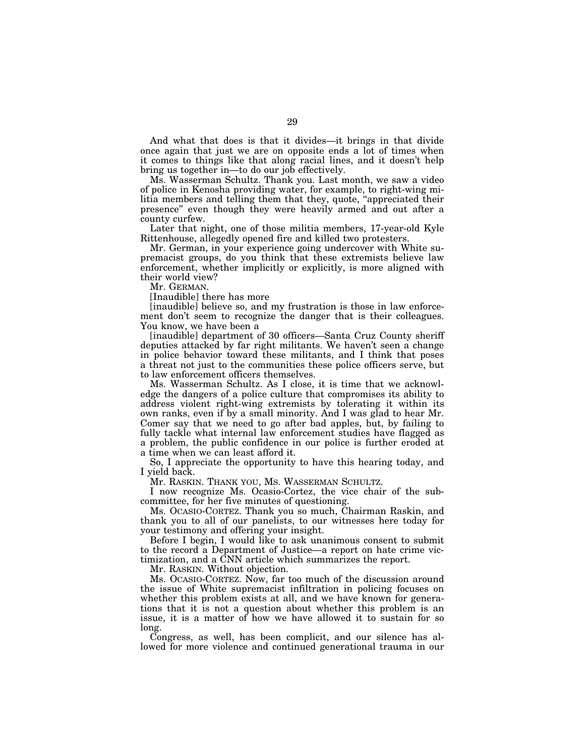And what that does is that it divides—it brings in that divide once again that just we are on opposite ends a lot of times when it comes to things like that along racial lines, and it doesn't help bring us together in—to do our job effectively.

Ms. Wasserman Schultz. Thank you. Last month, we saw a video of police in Kenosha providing water, for example, to right-wing militia members and telling them that they, quote, "appreciated their presence" even though they were heavily armed and out after a county curfew.

Later that night, one of those militia members, 17-year-old Kyle Rittenhouse, allegedly opened fire and killed two protesters.

Mr. German, in your experience going undercover with White supremacist groups, do you think that these extremists believe law enforcement, whether implicitly or explicitly, is more aligned with their world view?

Mr. GERMAN.

[Inaudible] there has more

[inaudible] believe so, and my frustration is those in law enforcement don't seem to recognize the danger that is their colleagues. You know, we have been a

[inaudible] department of 30 officers—Santa Cruz County sheriff deputies attacked by far right militants. We haven't seen a change in police behavior toward these militants, and I think that poses a threat not just to the communities these police officers serve, but to law enforcement officers themselves.

Ms. Wasserman Schultz. As I close, it is time that we acknowledge the dangers of a police culture that compromises its ability to address violent right-wing extremists by tolerating it within its own ranks, even if by a small minority. And I was glad to hear Mr. Comer say that we need to go after bad apples, but, by failing to fully tackle what internal law enforcement studies have flagged as a problem, the public confidence in our police is further eroded at a time when we can least afford it.

So, I appreciate the opportunity to have this hearing today, and I yield back.

Mr. RASKIN. THANK YOU, MS. WASSERMAN SCHULTZ.

I now recognize Ms. Ocasio-Cortez, the vice chair of the subcommittee, for her five minutes of questioning.

Ms. OCASIO-CORTEZ. Thank you so much, Chairman Raskin, and thank you to all of our panelists, to our witnesses here today for your testimony and offering your insight.

Before I begin, I would like to ask unanimous consent to submit to the record a Department of Justice—a report on hate crime victimization, and a CNN article which summarizes the report.

Mr. RASKIN. Without objection.

Ms. OCASIO-CORTEZ. Now, far too much of the discussion around the issue of White supremacist infiltration in policing focuses on whether this problem exists at all, and we have known for generations that it is not a question about whether this problem is an issue, it is a matter of how we have allowed it to sustain for so long.

Congress, as well, has been complicit, and our silence has allowed for more violence and continued generational trauma in our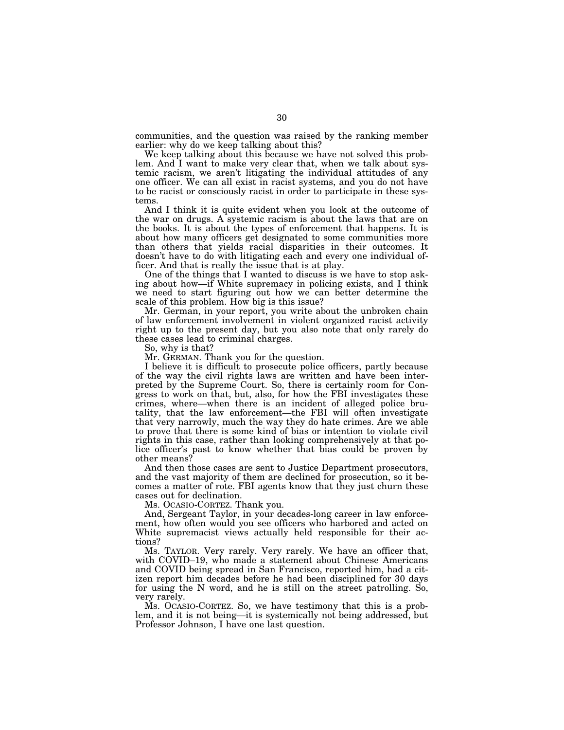communities, and the question was raised by the ranking member earlier: why do we keep talking about this?

We keep talking about this because we have not solved this problem. And I want to make very clear that, when we talk about systemic racism, we aren't litigating the individual attitudes of any one officer. We can all exist in racist systems, and you do not have to be racist or consciously racist in order to participate in these systems.

And I think it is quite evident when you look at the outcome of the war on drugs. A systemic racism is about the laws that are on the books. It is about the types of enforcement that happens. It is about how many officers get designated to some communities more than others that yields racial disparities in their outcomes. It doesn't have to do with litigating each and every one individual officer. And that is really the issue that is at play.

One of the things that I wanted to discuss is we have to stop asking about how—if White supremacy in policing exists, and I think we need to start figuring out how we can better determine the scale of this problem. How big is this issue?

Mr. German, in your report, you write about the unbroken chain of law enforcement involvement in violent organized racist activity right up to the present day, but you also note that only rarely do these cases lead to criminal charges.

So, why is that?

Mr. GERMAN. Thank you for the question.

I believe it is difficult to prosecute police officers, partly because of the way the civil rights laws are written and have been interpreted by the Supreme Court. So, there is certainly room for Congress to work on that, but, also, for how the FBI investigates these crimes, where—when there is an incident of alleged police brutality, that the law enforcement—the FBI will often investigate that very narrowly, much the way they do hate crimes. Are we able to prove that there is some kind of bias or intention to violate civil rights in this case, rather than looking comprehensively at that police officer's past to know whether that bias could be proven by other means?

And then those cases are sent to Justice Department prosecutors, and the vast majority of them are declined for prosecution, so it becomes a matter of rote. FBI agents know that they just churn these cases out for declination.

Ms. OCASIO-CORTEZ. Thank you.

And, Sergeant Taylor, in your decades-long career in law enforcement, how often would you see officers who harbored and acted on White supremacist views actually held responsible for their actions?

Ms. TAYLOR. Very rarely. Very rarely. We have an officer that, with COVID–19, who made a statement about Chinese Americans and COVID being spread in San Francisco, reported him, had a citizen report him decades before he had been disciplined for 30 days for using the N word, and he is still on the street patrolling. So, very rarely.

Ms. OCASIO-CORTEZ. So, we have testimony that this is a problem, and it is not being—it is systemically not being addressed, but Professor Johnson, I have one last question.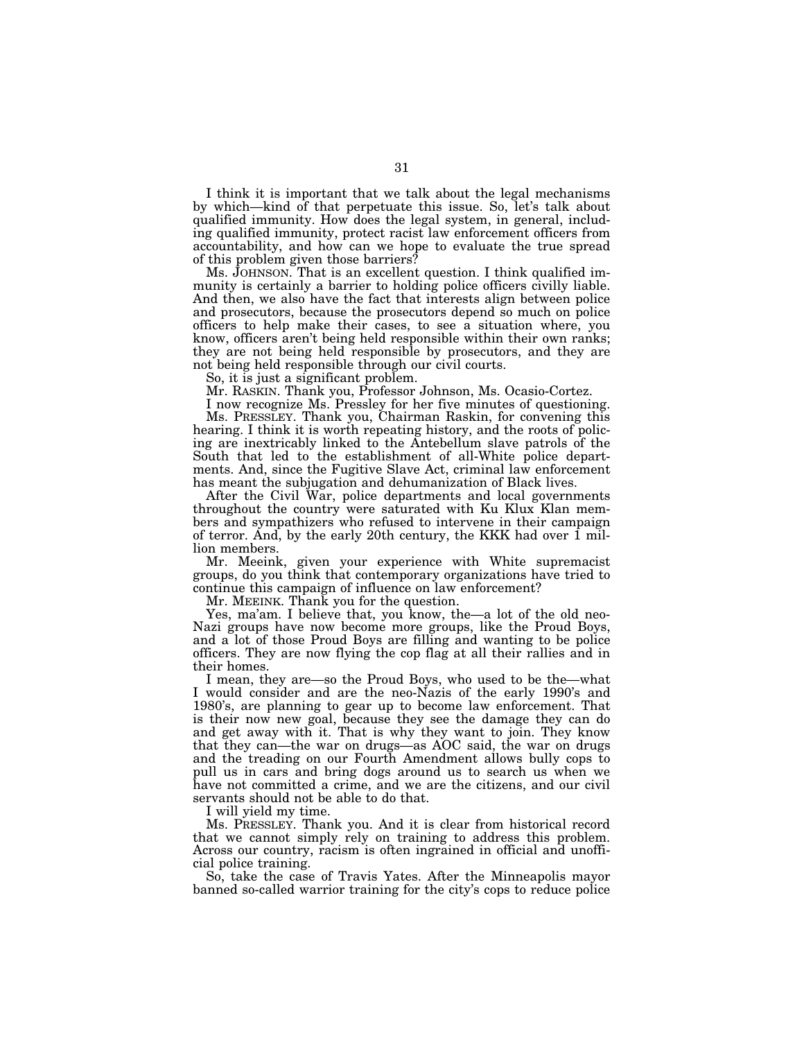I think it is important that we talk about the legal mechanisms by which—kind of that perpetuate this issue. So, let's talk about qualified immunity. How does the legal system, in general, including qualified immunity, protect racist law enforcement officers from accountability, and how can we hope to evaluate the true spread of this problem given those barriers?

Ms. JOHNSON. That is an excellent question. I think qualified immunity is certainly a barrier to holding police officers civilly liable. And then, we also have the fact that interests align between police and prosecutors, because the prosecutors depend so much on police officers to help make their cases, to see a situation where, you know, officers aren't being held responsible within their own ranks; they are not being held responsible by prosecutors, and they are not being held responsible through our civil courts.

So, it is just a significant problem.

Mr. RASKIN. Thank you, Professor Johnson, Ms. Ocasio-Cortez.

I now recognize Ms. Pressley for her five minutes of questioning.

Ms. PRESSLEY. Thank you, Chairman Raskin, for convening this hearing. I think it is worth repeating history, and the roots of policing are inextricably linked to the Antebellum slave patrols of the South that led to the establishment of all-White police departments. And, since the Fugitive Slave Act, criminal law enforcement has meant the subjugation and dehumanization of Black lives.

After the Civil War, police departments and local governments throughout the country were saturated with Ku Klux Klan members and sympathizers who refused to intervene in their campaign of terror. And, by the early 20th century, the KKK had over 1 million members.

Mr. Meeink, given your experience with White supremacist groups, do you think that contemporary organizations have tried to continue this campaign of influence on law enforcement?

Mr. MEEINK. Thank you for the question.

Yes, ma'am. I believe that, you know, the—a lot of the old neo-Nazi groups have now become more groups, like the Proud Boys, and a lot of those Proud Boys are filling and wanting to be police officers. They are now flying the cop flag at all their rallies and in their homes.

I mean, they are—so the Proud Boys, who used to be the—what I would consider and are the neo-Nazis of the early 1990's and 1980's, are planning to gear up to become law enforcement. That is their now new goal, because they see the damage they can do and get away with it. That is why they want to join. They know that they can—the war on drugs—as AOC said, the war on drugs and the treading on our Fourth Amendment allows bully cops to pull us in cars and bring dogs around us to search us when we have not committed a crime, and we are the citizens, and our civil servants should not be able to do that.

I will yield my time.

Ms. PRESSLEY. Thank you. And it is clear from historical record that we cannot simply rely on training to address this problem. Across our country, racism is often ingrained in official and unofficial police training.

So, take the case of Travis Yates. After the Minneapolis mayor banned so-called warrior training for the city's cops to reduce police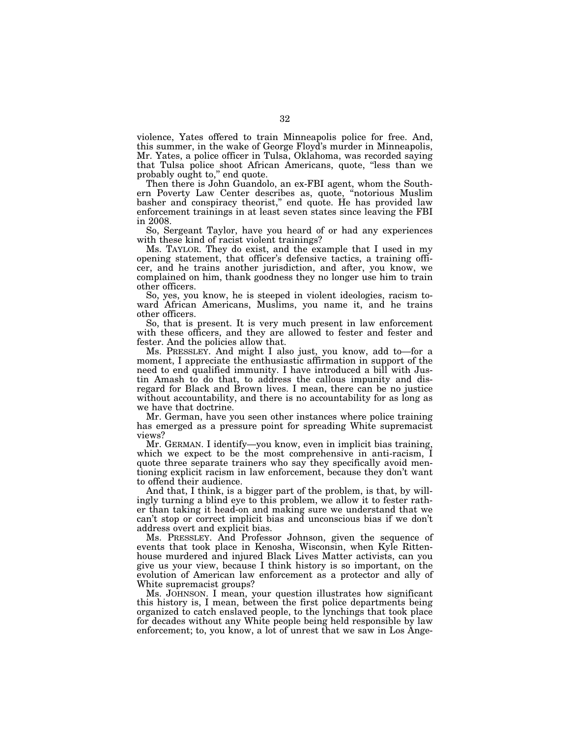violence, Yates offered to train Minneapolis police for free. And, this summer, in the wake of George Floyd's murder in Minneapolis, Mr. Yates, a police officer in Tulsa, Oklahoma, was recorded saying that Tulsa police shoot African Americans, quote, "less than we probably ought to," end quote.

Then there is John Guandolo, an ex-FBI agent, whom the Southern Poverty Law Center describes as, quote, "notorious Muslim basher and conspiracy theorist," end quote. He has provided law enforcement trainings in at least seven states since leaving the FBI in 2008.

So, Sergeant Taylor, have you heard of or had any experiences with these kind of racist violent trainings?

Ms. TAYLOR. They do exist, and the example that I used in my opening statement, that officer's defensive tactics, a training officer, and he trains another jurisdiction, and after, you know, we complained on him, thank goodness they no longer use him to train other officers.

So, yes, you know, he is steeped in violent ideologies, racism toward African Americans, Muslims, you name it, and he trains other officers.

So, that is present. It is very much present in law enforcement with these officers, and they are allowed to fester and fester and fester. And the policies allow that.

Ms. PRESSLEY. And might I also just, you know, add to—for a moment, I appreciate the enthusiastic affirmation in support of the need to end qualified immunity. I have introduced a bill with Justin Amash to do that, to address the callous impunity and disregard for Black and Brown lives. I mean, there can be no justice without accountability, and there is no accountability for as long as we have that doctrine.

Mr. German, have you seen other instances where police training has emerged as a pressure point for spreading White supremacist views?

Mr. GERMAN. I identify—you know, even in implicit bias training, which we expect to be the most comprehensive in anti-racism, I quote three separate trainers who say they specifically avoid mentioning explicit racism in law enforcement, because they don't want to offend their audience.

And that, I think, is a bigger part of the problem, is that, by willingly turning a blind eye to this problem, we allow it to fester rather than taking it head-on and making sure we understand that we can't stop or correct implicit bias and unconscious bias if we don't address overt and explicit bias.

Ms. PRESSLEY. And Professor Johnson, given the sequence of events that took place in Kenosha, Wisconsin, when Kyle Rittenhouse murdered and injured Black Lives Matter activists, can you give us your view, because I think history is so important, on the evolution of American law enforcement as a protector and ally of White supremacist groups?

Ms. JOHNSON. I mean, your question illustrates how significant this history is, I mean, between the first police departments being organized to catch enslaved people, to the lynchings that took place for decades without any White people being held responsible by law enforcement; to, you know, a lot of unrest that we saw in Los Ange-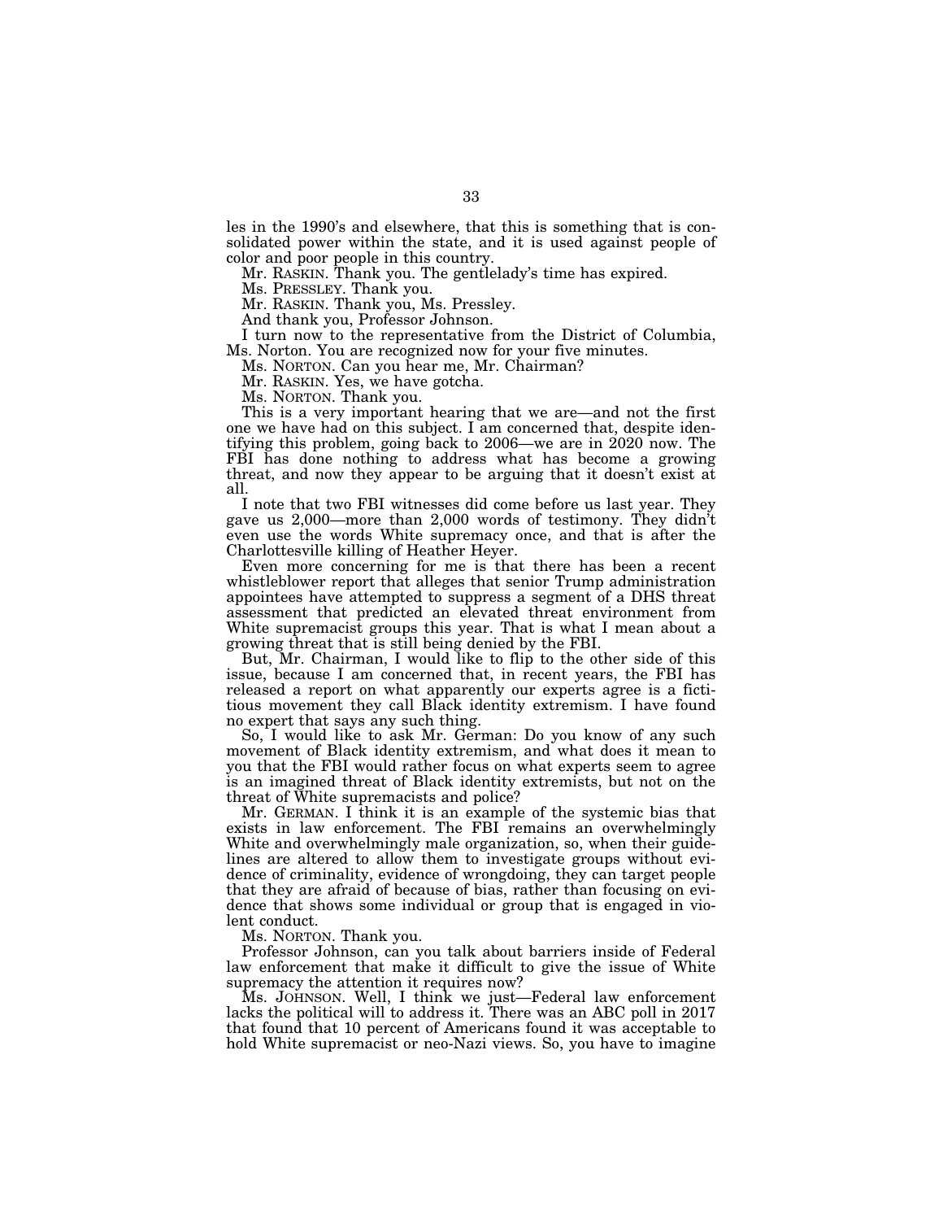les in the 1990's and elsewhere, that this is something that is consolidated power within the state, and it is used against people of color and poor people in this country.

Mr. RASKIN. Thank you. The gentlelady's time has expired.

Ms. PRESSLEY. Thank you.

Mr. RASKIN. Thank you, Ms. Pressley.

And thank you, Professor Johnson.

I turn now to the representative from the District of Columbia, Ms. Norton. You are recognized now for your five minutes.

Ms. NORTON. Can you hear me, Mr. Chairman?

Mr. RASKIN. Yes, we have gotcha.

Ms. NORTON. Thank you.

This is a very important hearing that we are—and not the first one we have had on this subject. I am concerned that, despite identifying this problem, going back to 2006—we are in 2020 now. The FBI has done nothing to address what has become a growing threat, and now they appear to be arguing that it doesn't exist at all.

I note that two FBI witnesses did come before us last year. They gave us 2,000—more than 2,000 words of testimony. They didn't even use the words White supremacy once, and that is after the Charlottesville killing of Heather Heyer.

Even more concerning for me is that there has been a recent whistleblower report that alleges that senior Trump administration appointees have attempted to suppress a segment of a DHS threat assessment that predicted an elevated threat environment from White supremacist groups this year. That is what I mean about a growing threat that is still being denied by the FBI.

But, Mr. Chairman, I would like to flip to the other side of this issue, because I am concerned that, in recent years, the FBI has released a report on what apparently our experts agree is a fictitious movement they call Black identity extremism. I have found no expert that says any such thing.

So, I would like to ask Mr. German: Do you know of any such movement of Black identity extremism, and what does it mean to you that the FBI would rather focus on what experts seem to agree is an imagined threat of Black identity extremists, but not on the threat of White supremacists and police?

Mr. GERMAN. I think it is an example of the systemic bias that exists in law enforcement. The FBI remains an overwhelmingly White and overwhelmingly male organization, so, when their guidelines are altered to allow them to investigate groups without evidence of criminality, evidence of wrongdoing, they can target people that they are afraid of because of bias, rather than focusing on evidence that shows some individual or group that is engaged in violent conduct.

Ms. NORTON. Thank you.

Professor Johnson, can you talk about barriers inside of Federal law enforcement that make it difficult to give the issue of White supremacy the attention it requires now?

Ms. JOHNSON. Well, I think we just—Federal law enforcement lacks the political will to address it. There was an ABC poll in 2017 that found that 10 percent of Americans found it was acceptable to hold White supremacist or neo-Nazi views. So, you have to imagine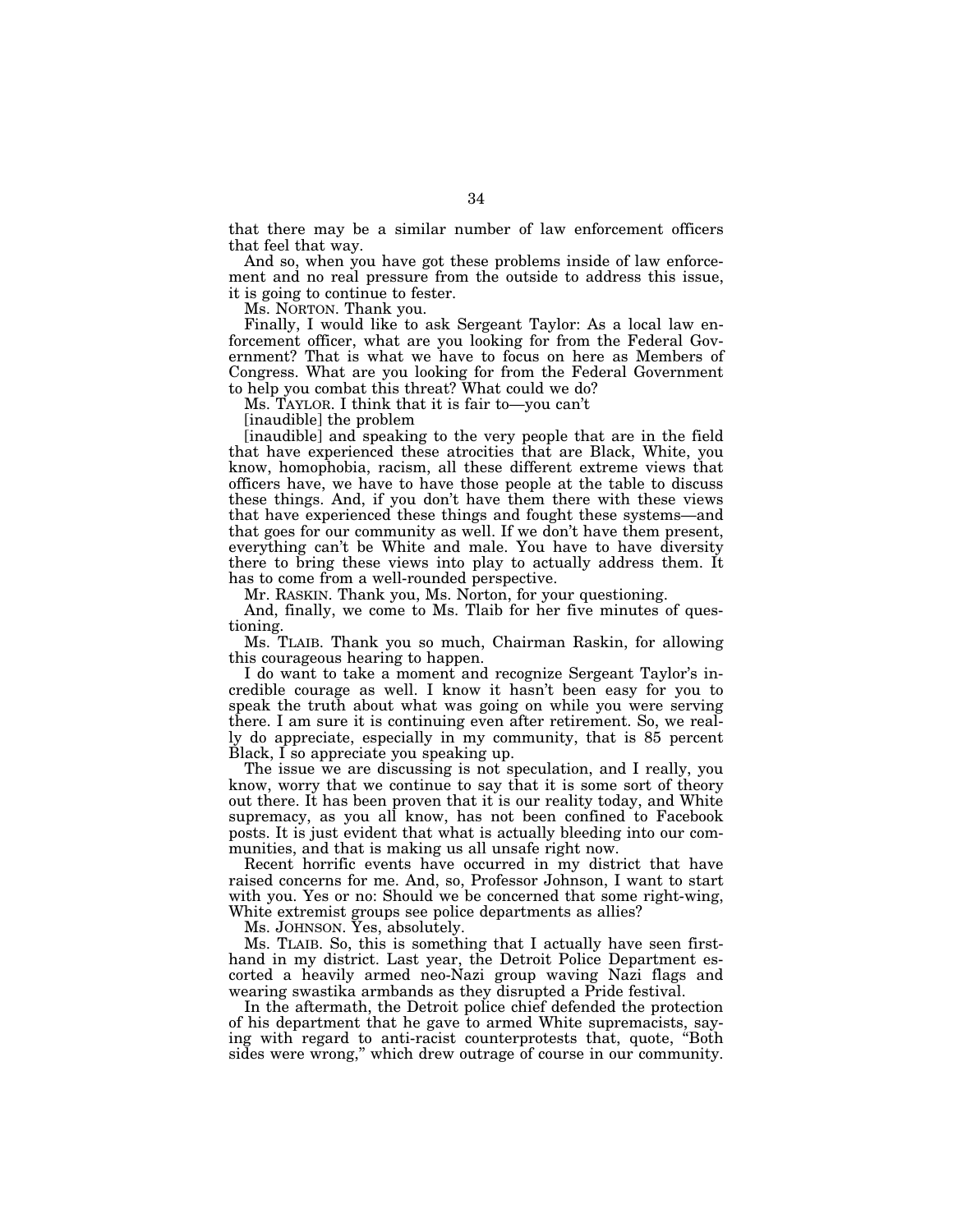that there may be a similar number of law enforcement officers that feel that way.

And so, when you have got these problems inside of law enforcement and no real pressure from the outside to address this issue, it is going to continue to fester.

Ms. NORTON. Thank you.

Finally, I would like to ask Sergeant Taylor: As a local law enforcement officer, what are you looking for from the Federal Government? That is what we have to focus on here as Members of Congress. What are you looking for from the Federal Government to help you combat this threat? What could we do?

Ms. TAYLOR. I think that it is fair to—you can't

[inaudible] the problem

[inaudible] and speaking to the very people that are in the field that have experienced these atrocities that are Black, White, you know, homophobia, racism, all these different extreme views that officers have, we have to have those people at the table to discuss these things. And, if you don't have them there with these views that have experienced these things and fought these systems—and that goes for our community as well. If we don't have them present, everything can't be White and male. You have to have diversity there to bring these views into play to actually address them. It has to come from a well-rounded perspective.

Mr. RASKIN. Thank you, Ms. Norton, for your questioning.

And, finally, we come to Ms. Tlaib for her five minutes of questioning.

Ms. TLAIB. Thank you so much, Chairman Raskin, for allowing this courageous hearing to happen.

I do want to take a moment and recognize Sergeant Taylor's incredible courage as well. I know it hasn't been easy for you to speak the truth about what was going on while you were serving there. I am sure it is continuing even after retirement. So, we really do appreciate, especially in my community, that is 85 percent Black, I so appreciate you speaking up.

The issue we are discussing is not speculation, and I really, you know, worry that we continue to say that it is some sort of theory out there. It has been proven that it is our reality today, and White supremacy, as you all know, has not been confined to Facebook posts. It is just evident that what is actually bleeding into our communities, and that is making us all unsafe right now.

Recent horrific events have occurred in my district that have raised concerns for me. And, so, Professor Johnson, I want to start with you. Yes or no: Should we be concerned that some right-wing, White extremist groups see police departments as allies?

Ms. JOHNSON. Yes, absolutely.

Ms. TLAIB. So, this is something that I actually have seen firsthand in my district. Last year, the Detroit Police Department escorted a heavily armed neo-Nazi group waving Nazi flags and wearing swastika armbands as they disrupted a Pride festival.

In the aftermath, the Detroit police chief defended the protection of his department that he gave to armed White supremacists, saying with regard to anti-racist counterprotests that, quote, "Both sides were wrong," which drew outrage of course in our community.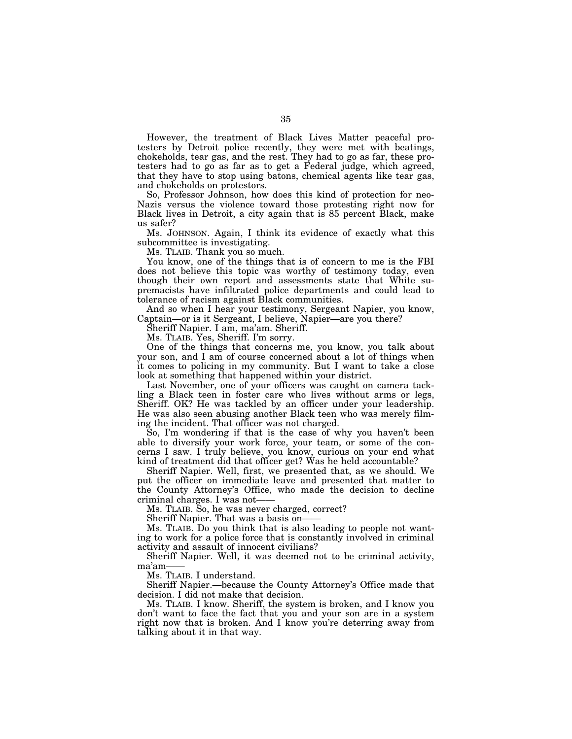However, the treatment of Black Lives Matter peaceful protesters by Detroit police recently, they were met with beatings, chokeholds, tear gas, and the rest. They had to go as far, these protesters had to go as far as to get a Federal judge, which agreed, that they have to stop using batons, chemical agents like tear gas, and chokeholds on protestors.

So, Professor Johnson, how does this kind of protection for neo-Nazis versus the violence toward those protesting right now for Black lives in Detroit, a city again that is 85 percent Black, make us safer?

Ms. JOHNSON. Again, I think its evidence of exactly what this subcommittee is investigating.

Ms. TLAIB. Thank you so much.

You know, one of the things that is of concern to me is the FBI does not believe this topic was worthy of testimony today, even though their own report and assessments state that White supremacists have infiltrated police departments and could lead to tolerance of racism against Black communities.

And so when I hear your testimony, Sergeant Napier, you know, Captain—or is it Sergeant, I believe, Napier—are you there?

Sheriff Napier. I am, ma'am. Sheriff.

Ms. TLAIB. Yes, Sheriff. I'm sorry.

One of the things that concerns me, you know, you talk about your son, and I am of course concerned about a lot of things when it comes to policing in my community. But I want to take a close look at something that happened within your district.

Last November, one of your officers was caught on camera tackling a Black teen in foster care who lives without arms or legs, Sheriff. OK? He was tackled by an officer under your leadership. He was also seen abusing another Black teen who was merely filming the incident. That officer was not charged.

So, I'm wondering if that is the case of why you haven't been able to diversify your work force, your team, or some of the concerns I saw. I truly believe, you know, curious on your end what kind of treatment did that officer get? Was he held accountable?

Sheriff Napier. Well, first, we presented that, as we should. We put the officer on immediate leave and presented that matter to the County Attorney's Office, who made the decision to decline criminal charges. I was not——

Ms. TLAIB. So, he was never charged, correct?

Sheriff Napier. That was a basis on——

Ms. TLAIB. Do you think that is also leading to people not wanting to work for a police force that is constantly involved in criminal activity and assault of innocent civilians?

Sheriff Napier. Well, it was deemed not to be criminal activity, ma'am——

Ms. TLAIB. I understand.

Sheriff Napier.—because the County Attorney's Office made that decision. I did not make that decision.

Ms. TLAIB. I know. Sheriff, the system is broken, and I know you don't want to face the fact that you and your son are in a system right now that is broken. And I know you're deterring away from talking about it in that way.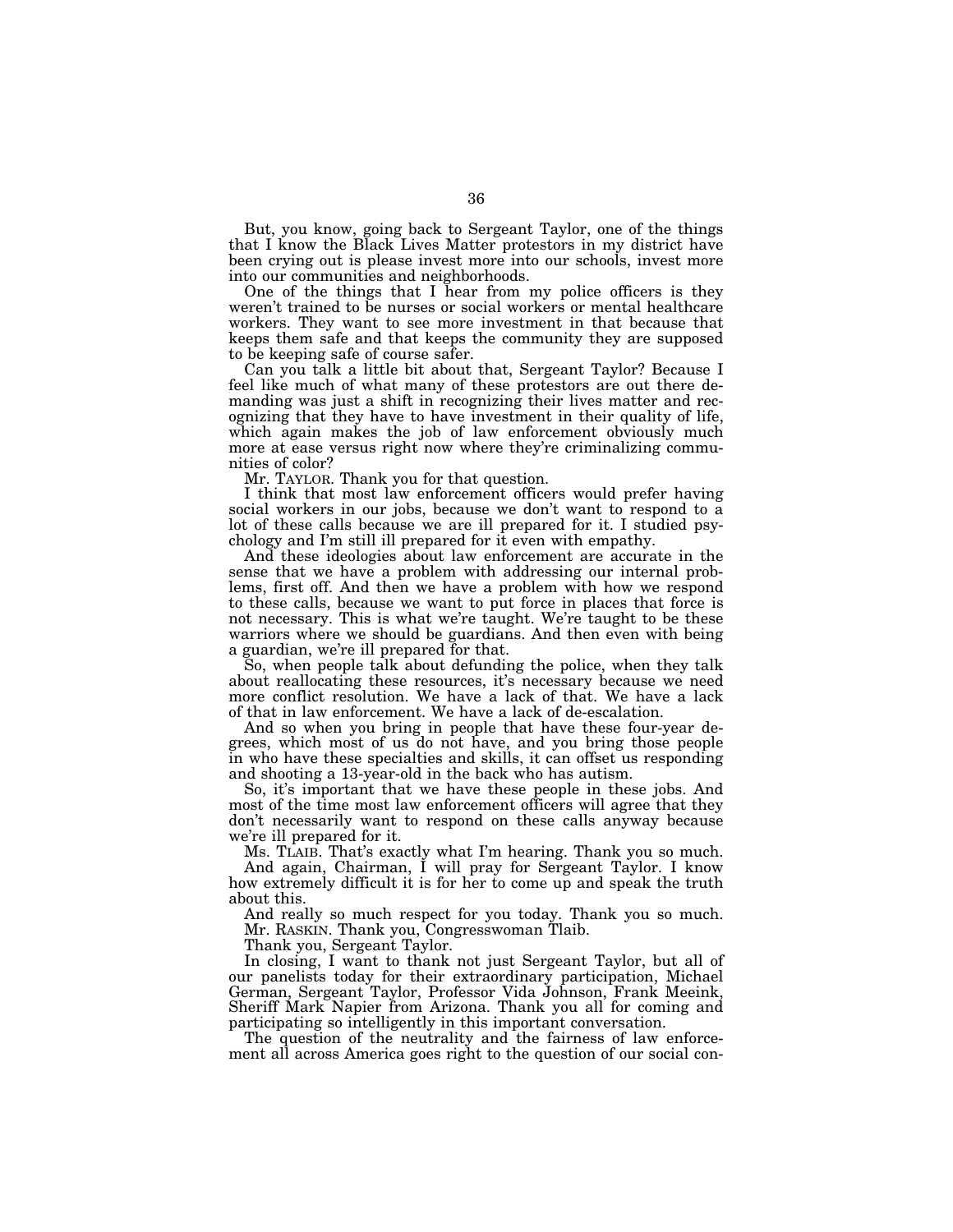But, you know, going back to Sergeant Taylor, one of the things that I know the Black Lives Matter protestors in my district have been crying out is please invest more into our schools, invest more into our communities and neighborhoods.

One of the things that I hear from my police officers is they weren't trained to be nurses or social workers or mental healthcare workers. They want to see more investment in that because that keeps them safe and that keeps the community they are supposed to be keeping safe of course safer.

Can you talk a little bit about that, Sergeant Taylor? Because I feel like much of what many of these protestors are out there demanding was just a shift in recognizing their lives matter and recognizing that they have to have investment in their quality of life, which again makes the job of law enforcement obviously much more at ease versus right now where they're criminalizing communities of color?

Mr. TAYLOR. Thank you for that question.

I think that most law enforcement officers would prefer having social workers in our jobs, because we don't want to respond to a lot of these calls because we are ill prepared for it. I studied psychology and I'm still ill prepared for it even with empathy.

And these ideologies about law enforcement are accurate in the sense that we have a problem with addressing our internal problems, first off. And then we have a problem with how we respond to these calls, because we want to put force in places that force is not necessary. This is what we're taught. We're taught to be these warriors where we should be guardians. And then even with being a guardian, we're ill prepared for that.

So, when people talk about defunding the police, when they talk about reallocating these resources, it's necessary because we need more conflict resolution. We have a lack of that. We have a lack of that in law enforcement. We have a lack of de-escalation.

And so when you bring in people that have these four-year degrees, which most of us do not have, and you bring those people in who have these specialties and skills, it can offset us responding and shooting a 13-year-old in the back who has autism.

So, it's important that we have these people in these jobs. And most of the time most law enforcement officers will agree that they don't necessarily want to respond on these calls anyway because we're ill prepared for it.

Ms. TLAIB. That's exactly what I'm hearing. Thank you so much.

And again, Chairman, I will pray for Sergeant Taylor. I know how extremely difficult it is for her to come up and speak the truth about this.

And really so much respect for you today. Thank you so much.

Mr. RASKIN. Thank you, Congresswoman Tlaib.

Thank you, Sergeant Taylor.

In closing, I want to thank not just Sergeant Taylor, but all of our panelists today for their extraordinary participation, Michael German, Sergeant Taylor, Professor Vida Johnson, Frank Meeink, Sheriff Mark Napier from Arizona. Thank you all for coming and participating so intelligently in this important conversation.

The question of the neutrality and the fairness of law enforcement all across America goes right to the question of our social con-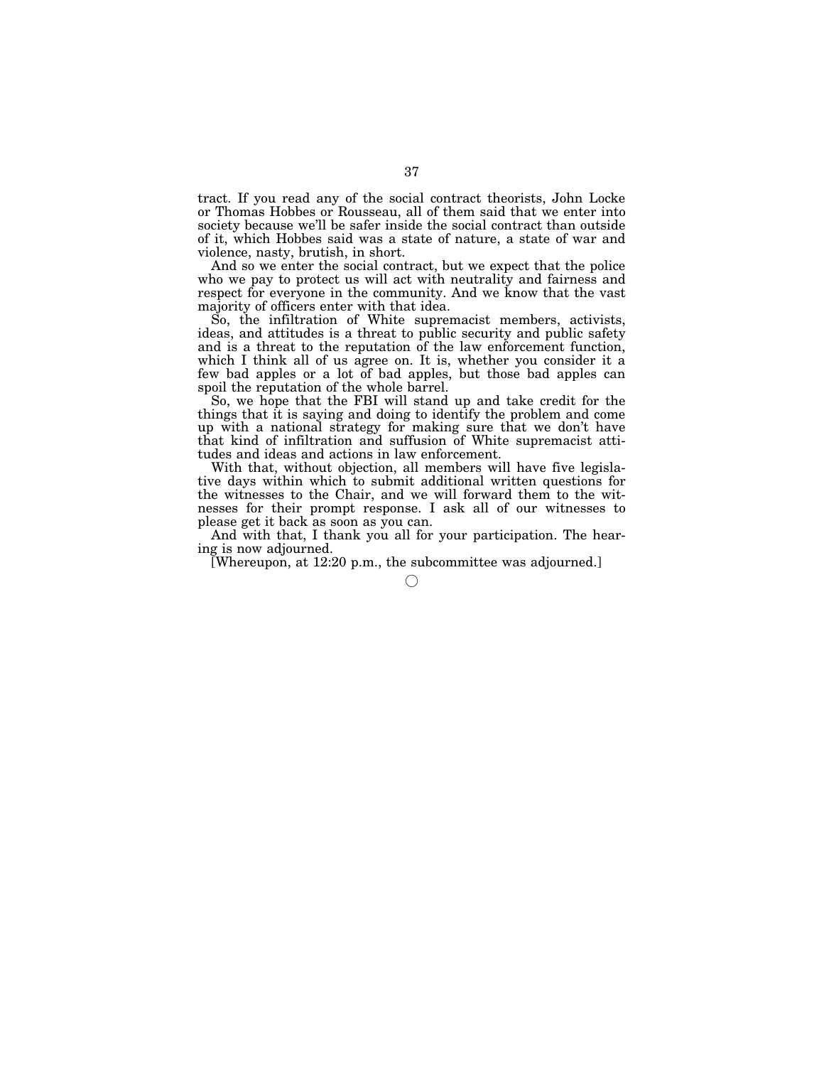tract. If you read any of the social contract theorists, John Locke or Thomas Hobbes or Rousseau, all of them said that we enter into society because we'll be safer inside the social contract than outside of it, which Hobbes said was a state of nature, a state of war and violence, nasty, brutish, in short.

And so we enter the social contract, but we expect that the police who we pay to protect us will act with neutrality and fairness and respect for everyone in the community. And we know that the vast majority of officers enter with that idea.

So, the infiltration of White supremacist members, activists, ideas, and attitudes is a threat to public security and public safety and is a threat to the reputation of the law enforcement function, which I think all of us agree on. It is, whether you consider it a few bad apples or a lot of bad apples, but those bad apples can spoil the reputation of the whole barrel.

So, we hope that the FBI will stand up and take credit for the things that it is saying and doing to identify the problem and come up with a national strategy for making sure that we don't have that kind of infiltration and suffusion of White supremacist attitudes and ideas and actions in law enforcement.

With that, without objection, all members will have five legislative days within which to submit additional written questions for the witnesses to the Chair, and we will forward them to the witnesses for their prompt response. I ask all of our witnesses to please get it back as soon as you can.

And with that, I thank you all for your participation. The hearing is now adjourned.

[Whereupon, at 12:20 p.m., the subcommittee was adjourned.]

○